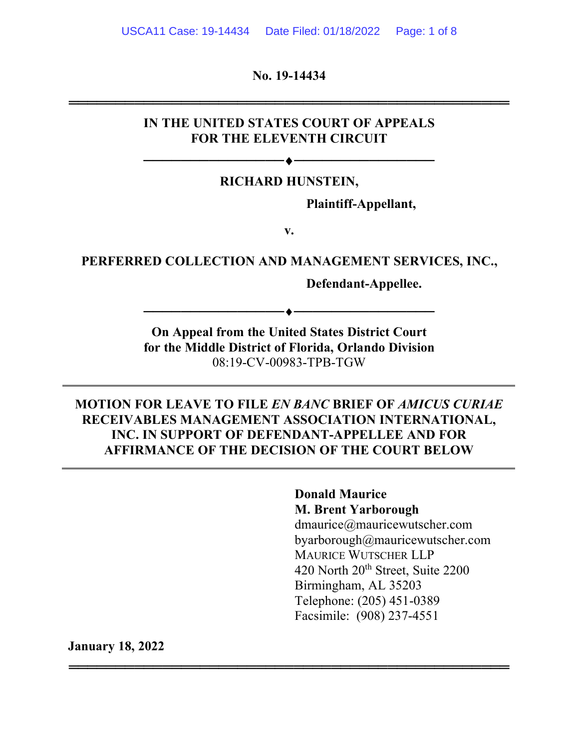No. 19-14434

---

**IN THE UNITED STATES COURT OF APPEALS FOR THE ELEVENTH CIRCUIT**

---

**RICHARD HUNSTEIN,**

**Plaintiff-Appellant,**

**v.**

**PERFERRED COLLECTION AND MANAGEMENT SERVICES, INC.,**

**Defendant-Appellee.**

---

**On Appeal from the United States District Court for the Middle District of Florida, Orlando Division**

08:19-CV-00983-TPB-TGW

---

**MOTION FOR LEAVE TO FILE *EN BANC* BRIEF OF *AMICUS CURIAE* RECEIVABLES MANAGEMENT ASSOCIATION INTERNATIONAL, INC. IN SUPPORT OF DEFENDANT-APPELLEE AND FOR AFFIRMANCE OF THE DECISION OF THE COURT BELOW**

---

**Donald Maurice**
**M. Brent Yarborough**
dmaurice@mauricewutscher.com
byarborough@mauricewutscher.com
MAURICE WUTSCHER LLP
420 North 20th Street, Suite 2200
Birmingham, AL 35203
Telephone: (205) 451-0389
Facsimile: (908) 237-4551

**January 18, 2022**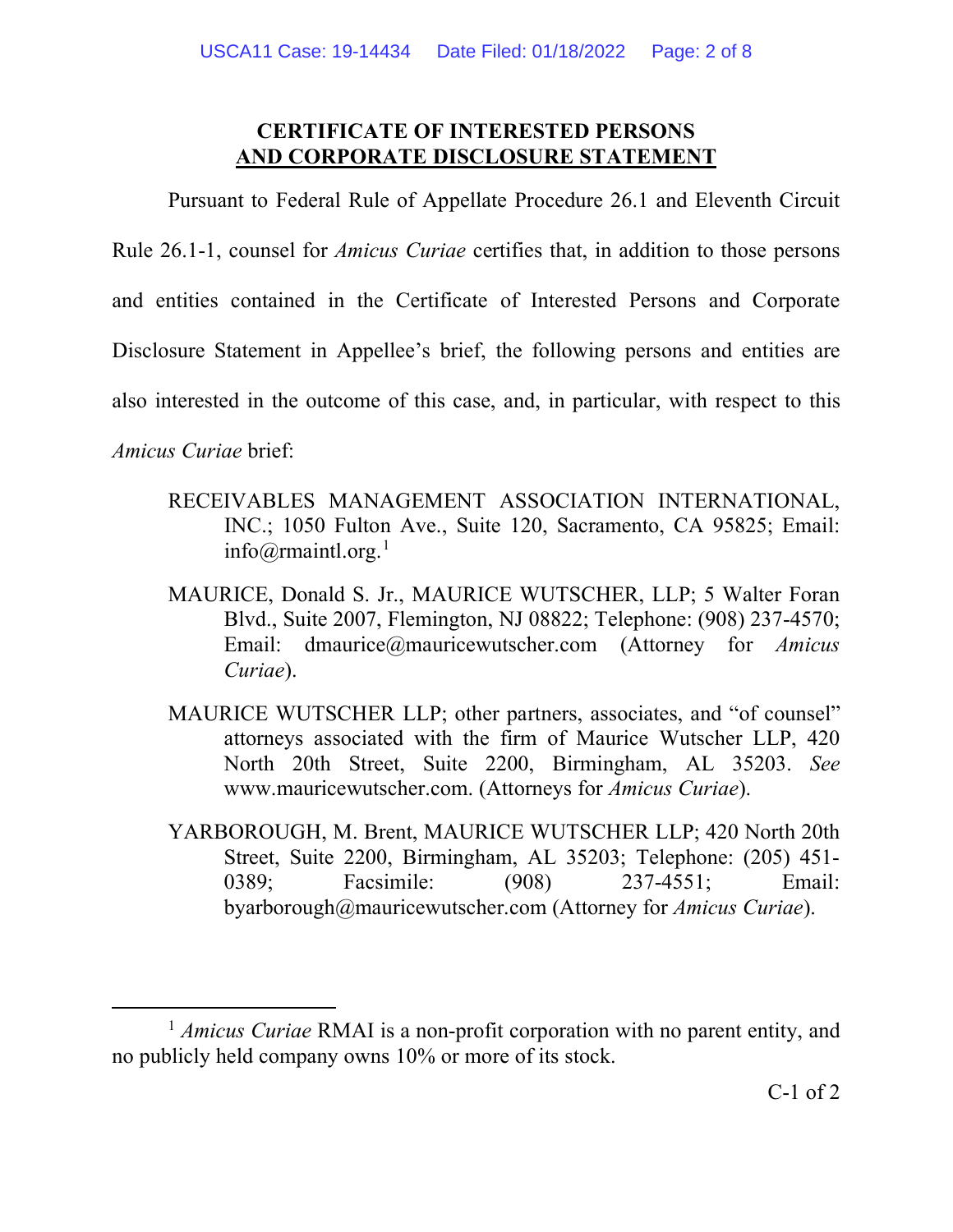## CERTIFICATE OF INTERESTED PERSONS AND CORPORATE DISCLOSURE STATEMENT

Pursuant to Federal Rule of Appellate Procedure 26.1 and Eleventh Circuit Rule 26.1-1, counsel for *Amicus Curiae* certifies that, in addition to those persons and entities contained in the Certificate of Interested Persons and Corporate Disclosure Statement in Appellee's brief, the following persons and entities are also interested in the outcome of this case, and, in particular, with respect to this *Amicus Curiae* brief:

RECEIVABLES MANAGEMENT ASSOCIATION INTERNATIONAL, INC.; 1050 Fulton Ave., Suite 120, Sacramento, CA 95825; Email: info@rmaintl.org.[1]

MAURICE, Donald S. Jr., MAURICE WUTSCHER, LLP; 5 Walter Foran Blvd., Suite 2007, Flemington, NJ 08822; Telephone: (908) 237-4570; Email: dmaurice@mauricewutscher.com (Attorney for *Amicus Curiae*).

MAURICE WUTSCHER LLP; other partners, associates, and "of counsel" attorneys associated with the firm of Maurice Wutscher LLP, 420 North 20th Street, Suite 2200, Birmingham, AL 35203. *See* www.mauricewutscher.com. (Attorneys for *Amicus Curiae*).

YARBOROUGH, M. Brent, MAURICE WUTSCHER LLP; 420 North 20th Street, Suite 2200, Birmingham, AL 35203; Telephone: (205) 451-0389; Facsimile: (908) 237-4551; Email: byarborough@mauricewutscher.com (Attorney for *Amicus Curiae*).

[1] *Amicus Curiae* RMAI is a non-profit corporation with no parent entity, and no publicly held company owns 10% or more of its stock.

C-1 of 2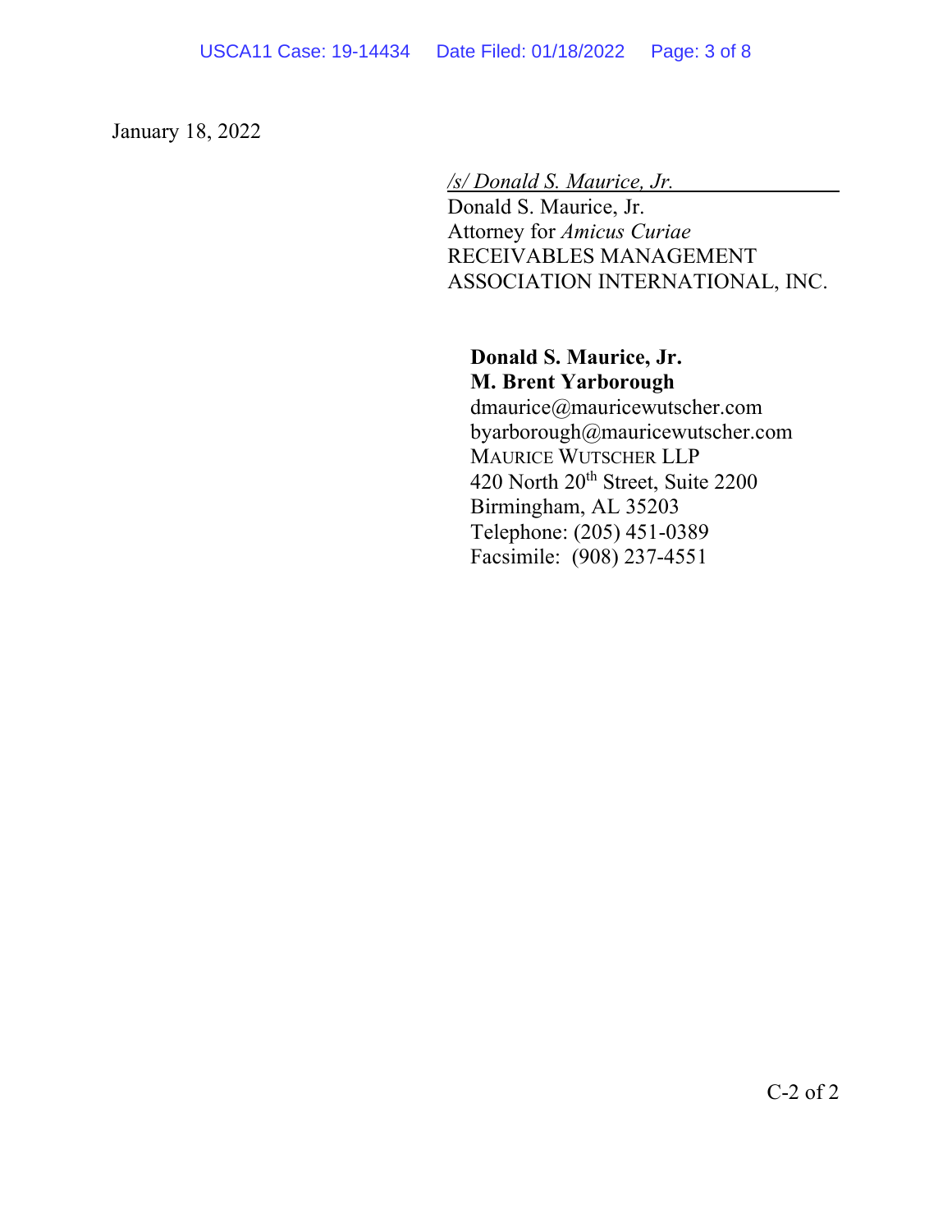January 18, 2022

*/s/ Donald S. Maurice, Jr.*
Donald S. Maurice, Jr.
Attorney for *Amicus Curiae*
RECEIVABLES MANAGEMENT
ASSOCIATION INTERNATIONAL, INC.

**Donald S. Maurice, Jr.**
**M. Brent Yarborough**
dmaurice@mauricewutscher.com
byarborough@mauricewutscher.com
MAURICE WUTSCHER LLP
420 North 20th Street, Suite 2200
Birmingham, AL 35203
Telephone: (205) 451-0389
Facsimile: (908) 237-4551

C-2 of 2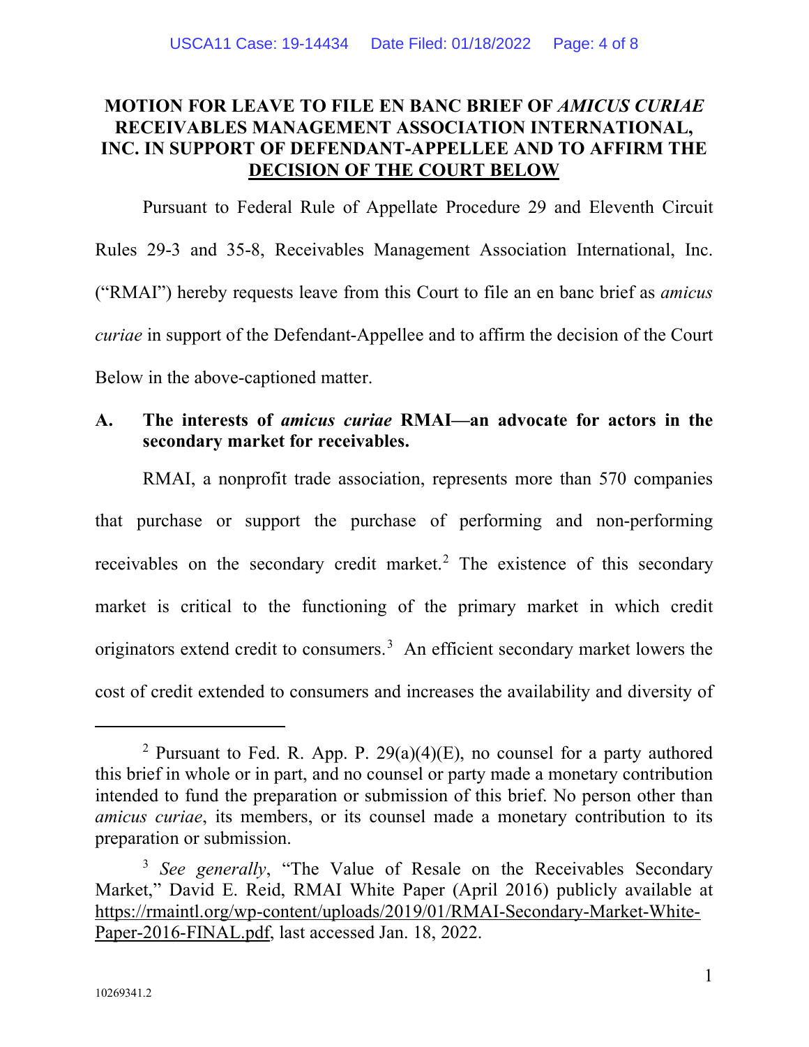# MOTION FOR LEAVE TO FILE EN BANC BRIEF OF *AMICUS CURIAE* RECEIVABLES MANAGEMENT ASSOCIATION INTERNATIONAL, INC. IN SUPPORT OF DEFENDANT-APPELLEE AND TO AFFIRM THE DECISION OF THE COURT BELOW

Pursuant to Federal Rule of Appellate Procedure 29 and Eleventh Circuit Rules 29-3 and 35-8, Receivables Management Association International, Inc. ("RMAI") hereby requests leave from this Court to file an en banc brief as *amicus curiae* in support of the Defendant-Appellee and to affirm the decision of the Court Below in the above-captioned matter.

## A. The interests of *amicus curiae* RMAI—an advocate for actors in the secondary market for receivables.

RMAI, a nonprofit trade association, represents more than 570 companies that purchase or support the purchase of performing and non-performing receivables on the secondary credit market.[2] The existence of this secondary market is critical to the functioning of the primary market in which credit originators extend credit to consumers.[3] An efficient secondary market lowers the cost of credit extended to consumers and increases the availability and diversity of

---

[2] Pursuant to Fed. R. App. P. 29(a)(4)(E), no counsel for a party authored this brief in whole or in part, and no counsel or party made a monetary contribution intended to fund the preparation or submission of this brief. No person other than *amicus curiae*, its members, or its counsel made a monetary contribution to its preparation or submission.

[3] *See generally*, "The Value of Resale on the Receivables Secondary Market," David E. Reid, RMAI White Paper (April 2016) publicly available at https://rmaintl.org/wp-content/uploads/2019/01/RMAI-Secondary-Market-White-Paper-2016-FINAL.pdf, last accessed Jan. 18, 2022.

10269341.2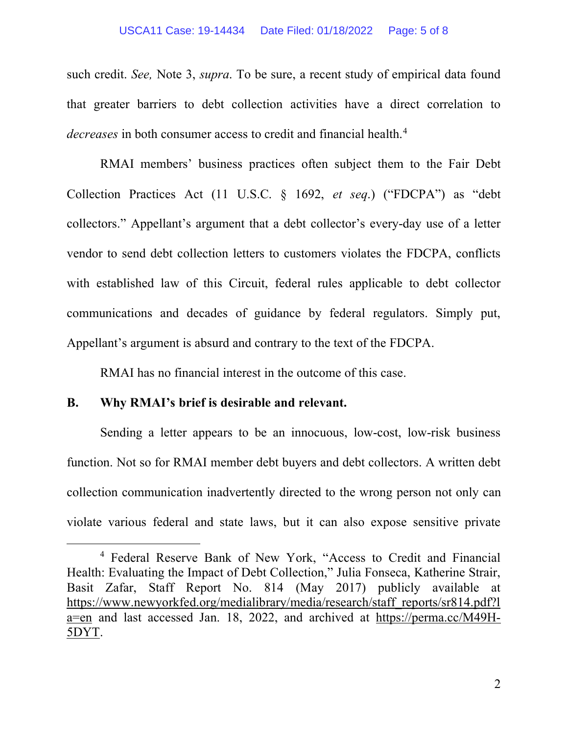such credit. *See,* Note 3, *supra*. To be sure, a recent study of empirical data found that greater barriers to debt collection activities have a direct correlation to *decreases* in both consumer access to credit and financial health.[4]

RMAI members' business practices often subject them to the Fair Debt Collection Practices Act (11 U.S.C. § 1692, *et seq*.) ("FDCPA") as "debt collectors." Appellant's argument that a debt collector's every-day use of a letter vendor to send debt collection letters to customers violates the FDCPA, conflicts with established law of this Circuit, federal rules applicable to debt collector communications and decades of guidance by federal regulators. Simply put, Appellant's argument is absurd and contrary to the text of the FDCPA.

RMAI has no financial interest in the outcome of this case.

## B. Why RMAI's brief is desirable and relevant.

Sending a letter appears to be an innocuous, low-cost, low-risk business function. Not so for RMAI member debt buyers and debt collectors. A written debt collection communication inadvertently directed to the wrong person not only can violate various federal and state laws, but it can also expose sensitive private

---

[4] Federal Reserve Bank of New York, "Access to Credit and Financial Health: Evaluating the Impact of Debt Collection," Julia Fonseca, Katherine Strair, Basit Zafar, Staff Report No. 814 (May 2017) publicly available at https://www.newyorkfed.org/medialibrary/media/research/staff_reports/sr814.pdf?la=en and last accessed Jan. 18, 2022, and archived at https://perma.cc/M49H-5DYT.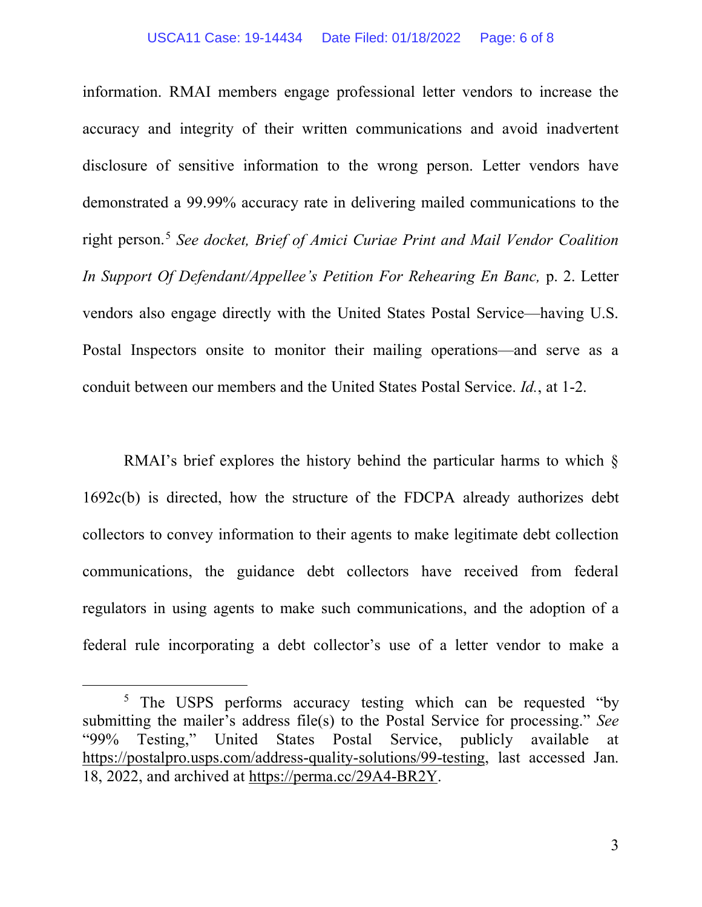information. RMAI members engage professional letter vendors to increase the accuracy and integrity of their written communications and avoid inadvertent disclosure of sensitive information to the wrong person. Letter vendors have demonstrated a 99.99% accuracy rate in delivering mailed communications to the right person.[5] *See docket, Brief of Amici Curiae Print and Mail Vendor Coalition In Support Of Defendant/Appellee's Petition For Rehearing En Banc,* p. 2. Letter vendors also engage directly with the United States Postal Service—having U.S. Postal Inspectors onsite to monitor their mailing operations—and serve as a conduit between our members and the United States Postal Service. *Id.*, at 1-2.

RMAI's brief explores the history behind the particular harms to which § 1692c(b) is directed, how the structure of the FDCPA already authorizes debt collectors to convey information to their agents to make legitimate debt collection communications, the guidance debt collectors have received from federal regulators in using agents to make such communications, and the adoption of a federal rule incorporating a debt collector's use of a letter vendor to make a

---

[5] The USPS performs accuracy testing which can be requested "by submitting the mailer's address file(s) to the Postal Service for processing." *See* "99% Testing," United States Postal Service, publicly available at https://postalpro.usps.com/address-quality-solutions/99-testing, last accessed Jan. 18, 2022, and archived at https://perma.cc/29A4-BR2Y.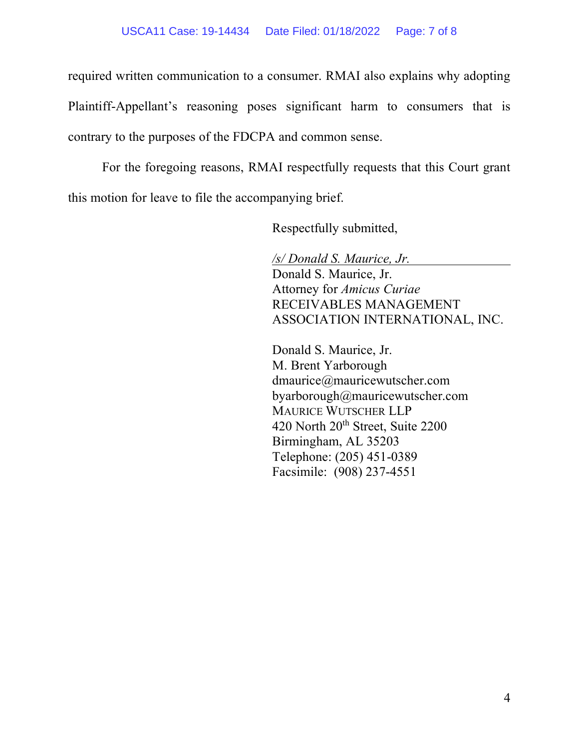required written communication to a consumer. RMAI also explains why adopting Plaintiff-Appellant's reasoning poses significant harm to consumers that is contrary to the purposes of the FDCPA and common sense.

For the foregoing reasons, RMAI respectfully requests that this Court grant this motion for leave to file the accompanying brief.

Respectfully submitted,

*/s/ Donald S. Maurice, Jr.*
Donald S. Maurice, Jr.
Attorney for *Amicus Curiae*
RECEIVABLES MANAGEMENT
ASSOCIATION INTERNATIONAL, INC.

Donald S. Maurice, Jr.
M. Brent Yarborough
dmaurice@mauricewutscher.com
byarborough@mauricewutscher.com
MAURICE WUTSCHER LLP
420 North 20th Street, Suite 2200
Birmingham, AL 35203
Telephone: (205) 451-0389
Facsimile: (908) 237-4551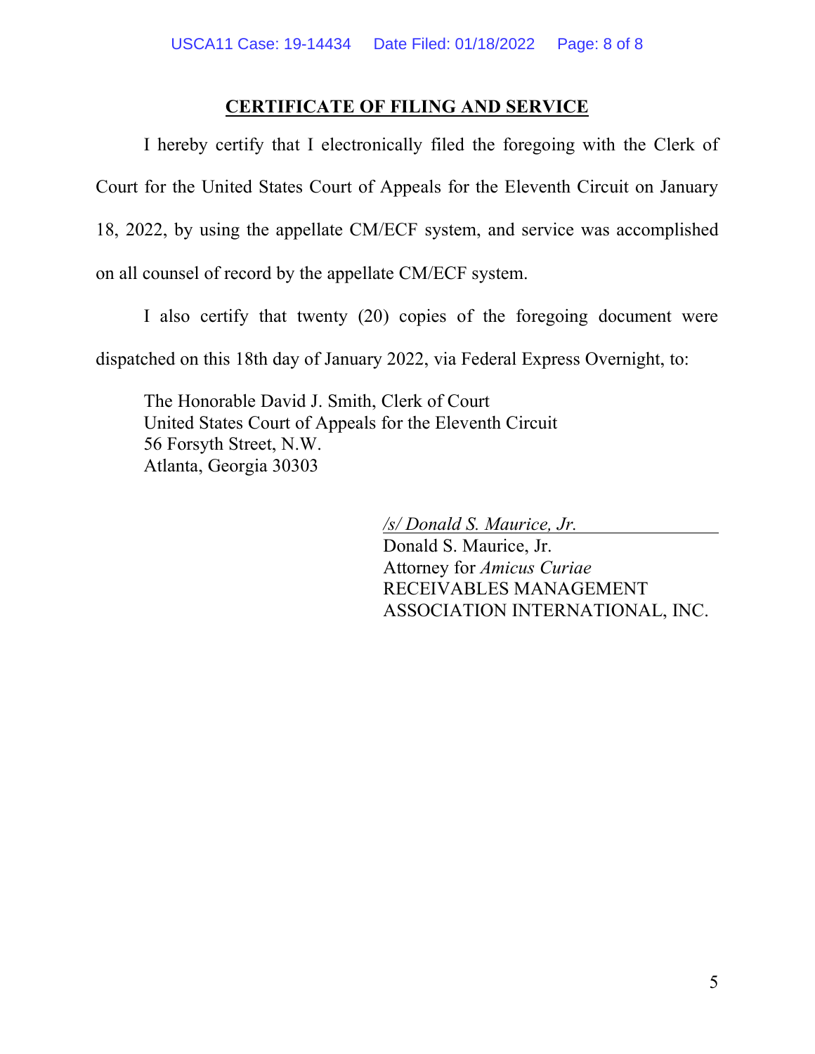## CERTIFICATE OF FILING AND SERVICE

I hereby certify that I electronically filed the foregoing with the Clerk of Court for the United States Court of Appeals for the Eleventh Circuit on January 18, 2022, by using the appellate CM/ECF system, and service was accomplished on all counsel of record by the appellate CM/ECF system.

I also certify that twenty (20) copies of the foregoing document were dispatched on this 18th day of January 2022, via Federal Express Overnight, to:

The Honorable David J. Smith, Clerk of Court
United States Court of Appeals for the Eleventh Circuit
56 Forsyth Street, N.W.
Atlanta, Georgia 30303

*/s/ Donald S. Maurice, Jr.*
Donald S. Maurice, Jr.
Attorney for *Amicus Curiae*
RECEIVABLES MANAGEMENT ASSOCIATION INTERNATIONAL, INC.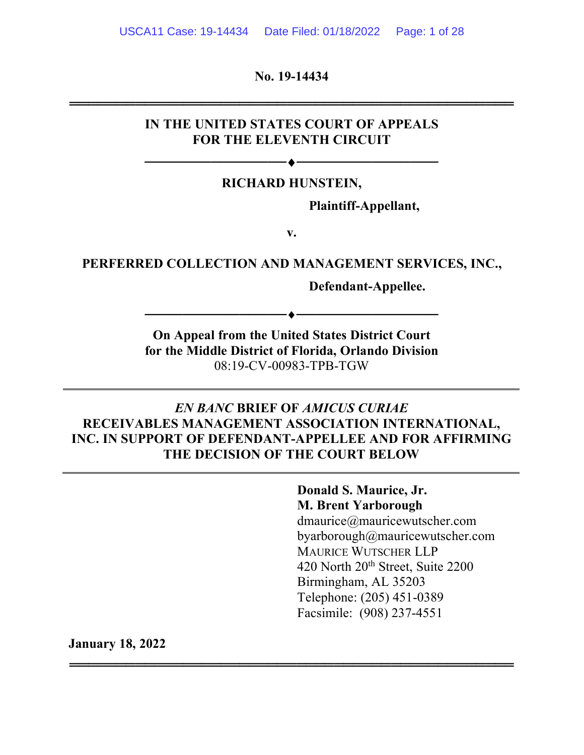**No. 19-14434**

---

**IN THE UNITED STATES COURT OF APPEALS**
**FOR THE ELEVENTH CIRCUIT**

---

**RICHARD HUNSTEIN,**

**Plaintiff-Appellant,**

**v.**

**PERFERRED COLLECTION AND MANAGEMENT SERVICES, INC.,**

**Defendant-Appellee.**

---

**On Appeal from the United States District Court**
**for the Middle District of Florida, Orlando Division**
08:19-CV-00983-TPB-TGW

---

***EN BANC* BRIEF OF *AMICUS CURIAE* RECEIVABLES MANAGEMENT ASSOCIATION INTERNATIONAL, INC. IN SUPPORT OF DEFENDANT-APPELLEE AND FOR AFFIRMING THE DECISION OF THE COURT BELOW**

---

**Donald S. Maurice, Jr.**
**M. Brent Yarborough**
dmaurice@mauricewutscher.com
byarborough@mauricewutscher.com
MAURICE WUTSCHER LLP
420 North 20th Street, Suite 2200
Birmingham, AL 35203
Telephone: (205) 451-0389
Facsimile: (908) 237-4551

**January 18, 2022**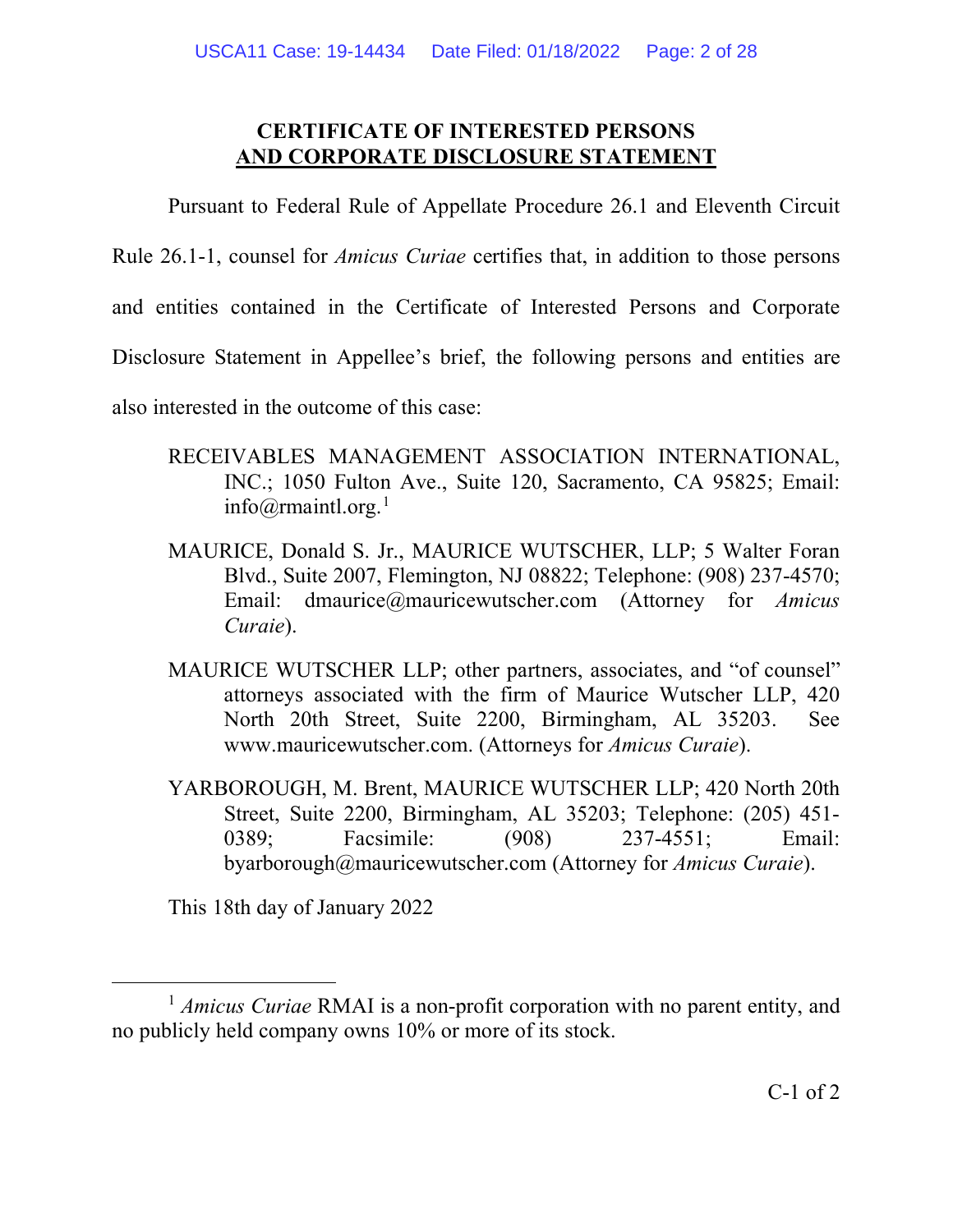## CERTIFICATE OF INTERESTED PERSONS AND CORPORATE DISCLOSURE STATEMENT

Pursuant to Federal Rule of Appellate Procedure 26.1 and Eleventh Circuit Rule 26.1-1, counsel for *Amicus Curiae* certifies that, in addition to those persons and entities contained in the Certificate of Interested Persons and Corporate Disclosure Statement in Appellee's brief, the following persons and entities are also interested in the outcome of this case:

RECEIVABLES MANAGEMENT ASSOCIATION INTERNATIONAL, INC.; 1050 Fulton Ave., Suite 120, Sacramento, CA 95825; Email: info@rmaintl.org.[1]

MAURICE, Donald S. Jr., MAURICE WUTSCHER, LLP; 5 Walter Foran Blvd., Suite 2007, Flemington, NJ 08822; Telephone: (908) 237-4570; Email: dmaurice@mauricewutscher.com (Attorney for *Amicus Curaie*).

MAURICE WUTSCHER LLP; other partners, associates, and "of counsel" attorneys associated with the firm of Maurice Wutscher LLP, 420 North 20th Street, Suite 2200, Birmingham, AL 35203. See www.mauricewutscher.com. (Attorneys for *Amicus Curaie*).

YARBOROUGH, M. Brent, MAURICE WUTSCHER LLP; 420 North 20th Street, Suite 2200, Birmingham, AL 35203; Telephone: (205) 451-0389; Facsimile: (908) 237-4551; Email: byarborough@mauricewutscher.com (Attorney for *Amicus Curaie*).

This 18th day of January 2022

---

[1] *Amicus Curiae* RMAI is a non-profit corporation with no parent entity, and no publicly held company owns 10% or more of its stock.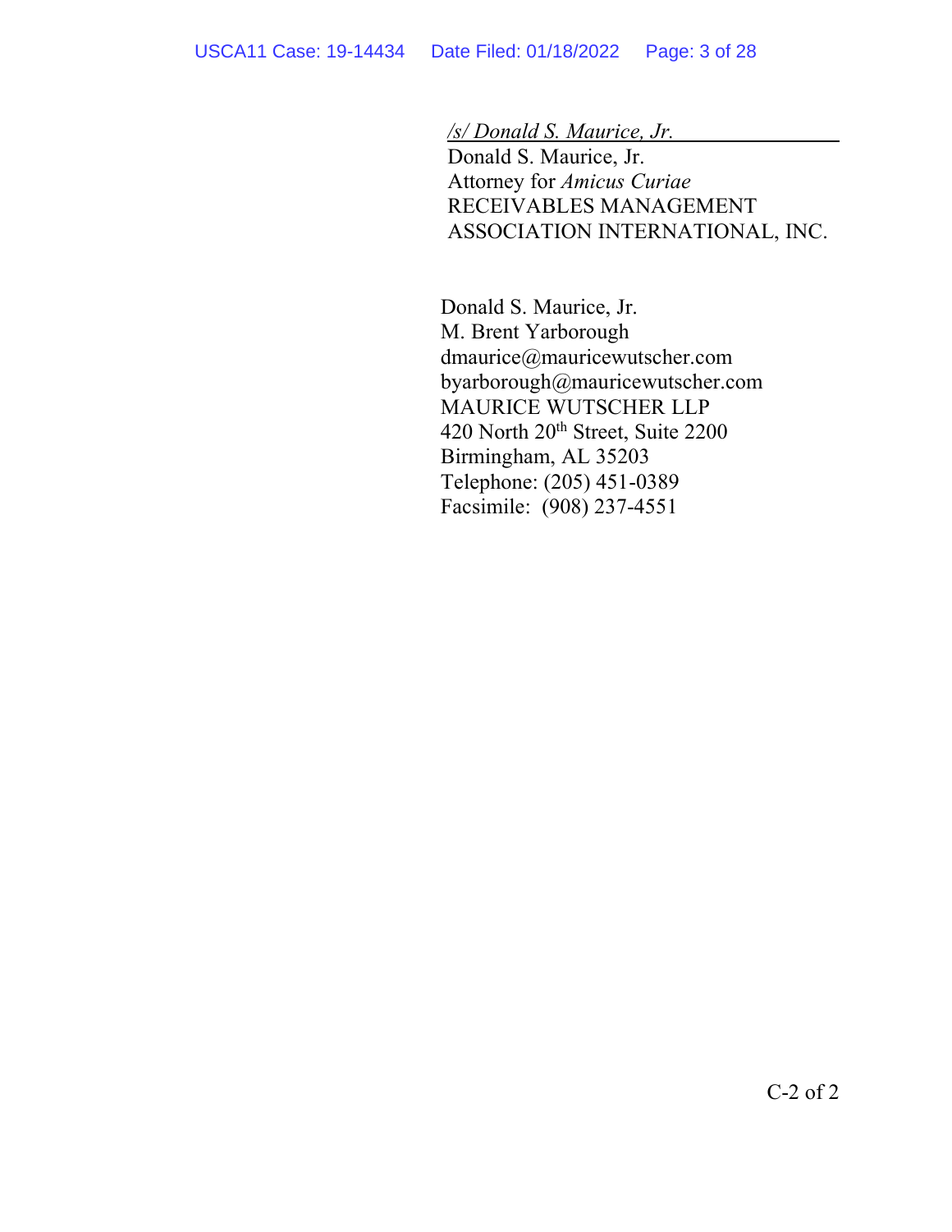*/s/ Donald S. Maurice, Jr.*
Donald S. Maurice, Jr.
Attorney for *Amicus Curiae*
RECEIVABLES MANAGEMENT
ASSOCIATION INTERNATIONAL, INC.

Donald S. Maurice, Jr.
M. Brent Yarborough
dmaurice@mauricewutscher.com
byarborough@mauricewutscher.com
MAURICE WUTSCHER LLP
420 North 20th Street, Suite 2200
Birmingham, AL 35203
Telephone: (205) 451-0389
Facsimile: (908) 237-4551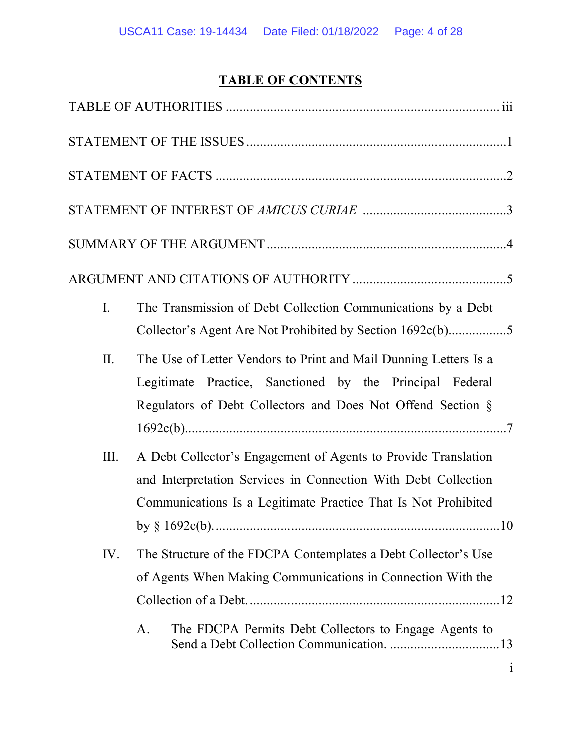# TABLE OF CONTENTS

TABLE OF AUTHORITIES ........................................................................ iii

STATEMENT OF THE ISSUES ..................................................................1

STATEMENT OF FACTS ..........................................................................2

STATEMENT OF INTEREST OF *AMICUS CURIAE* ..................................3

SUMMARY OF THE ARGUMENT .............................................................4

ARGUMENT AND CITATIONS OF AUTHORITY ......................................5

I. The Transmission of Debt Collection Communications by a Debt Collector's Agent Are Not Prohibited by Section 1692c(b).................5

II. The Use of Letter Vendors to Print and Mail Dunning Letters Is a Legitimate Practice, Sanctioned by the Principal Federal Regulators of Debt Collectors and Does Not Offend Section § 1692c(b).............................................................................7

III. A Debt Collector's Engagement of Agents to Provide Translation and Interpretation Services in Connection With Debt Collection Communications Is a Legitimate Practice That Is Not Prohibited by § 1692c(b)......................................................................10

IV. The Structure of the FDCPA Contemplates a Debt Collector's Use of Agents When Making Communications in Connection With the Collection of a Debt.........................................................................12

   A. The FDCPA Permits Debt Collectors to Engage Agents to Send a Debt Collection Communication. ................................13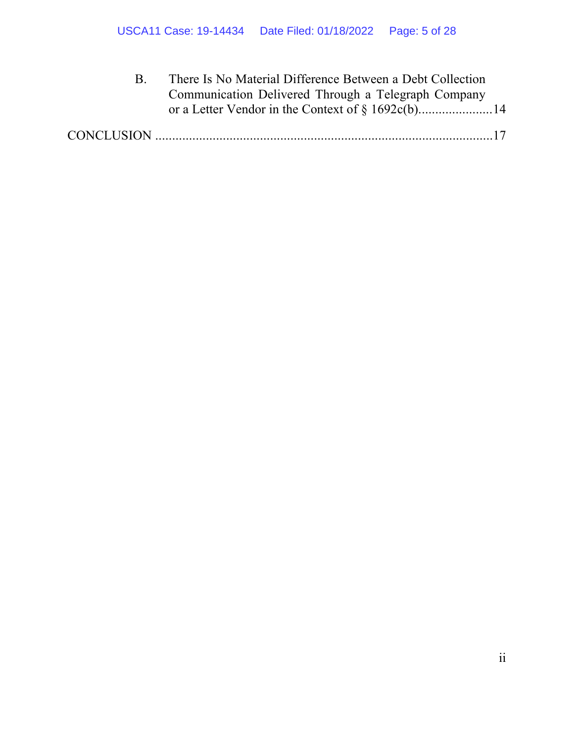B. There Is No Material Difference Between a Debt Collection Communication Delivered Through a Telegraph Company or a Letter Vendor in the Context of § 1692c(b).......................14

CONCLUSION .....................................................................................................17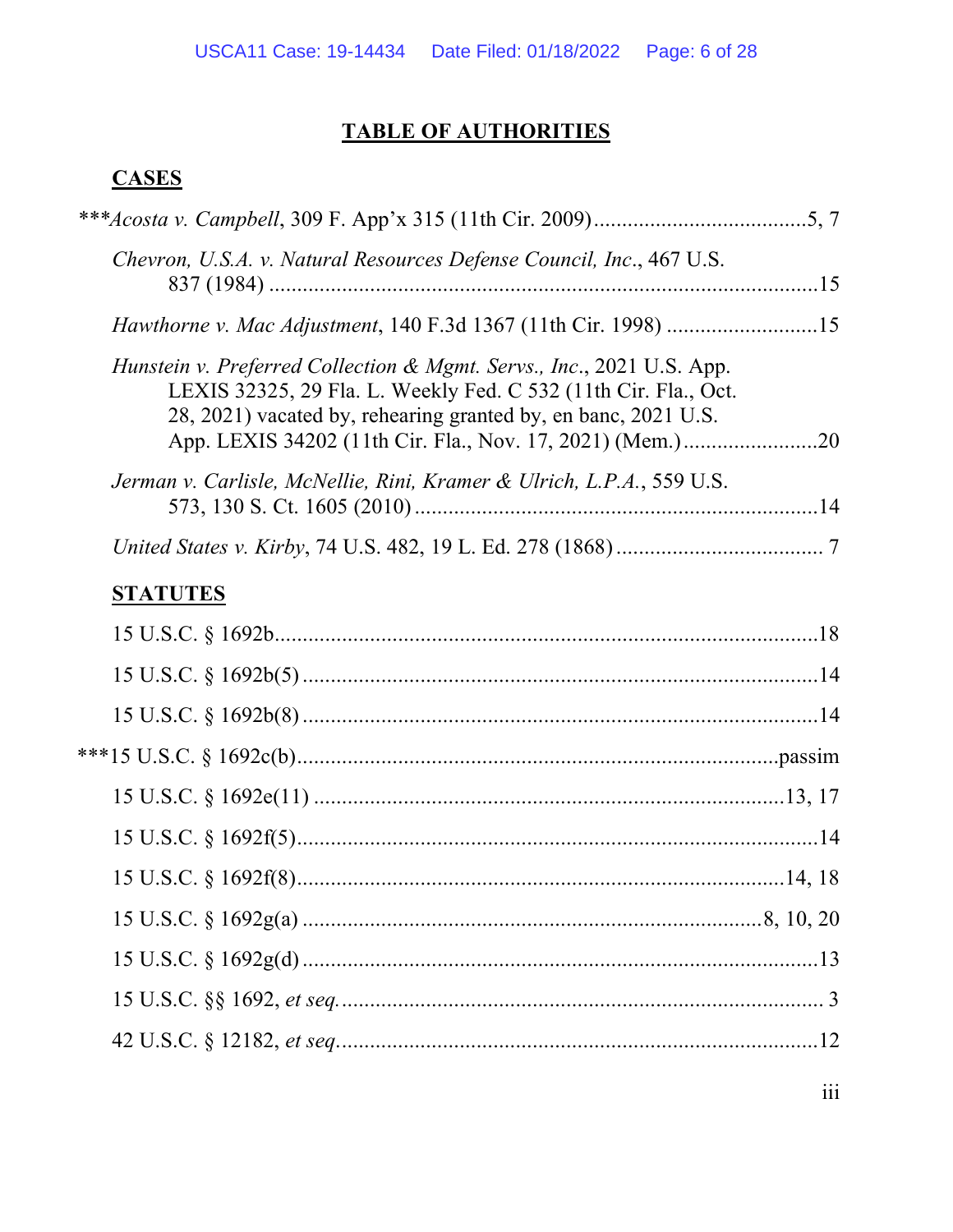## TABLE OF AUTHORITIES

### CASES

***_Acosta v. Campbell_, 309 F. App'x 315 (11th Cir. 2009) ...................................... 5, 7

_Chevron, U.S.A. v. Natural Resources Defense Council, Inc._, 467 U.S. 837 (1984) ................................................................................................ 15

_Hawthorne v. Mac Adjustment_, 140 F.3d 1367 (11th Cir. 1998) .......................... 15

_Hunstein v. Preferred Collection & Mgmt. Servs., Inc._, 2021 U.S. App. LEXIS 32325, 29 Fla. L. Weekly Fed. C 532 (11th Cir. Fla., Oct. 28, 2021) vacated by, rehearing granted by, en banc, 2021 U.S. App. LEXIS 34202 (11th Cir. Fla., Nov. 17, 2021) (Mem.) ........................ 20

_Jerman v. Carlisle, McNellie, Rini, Kramer & Ulrich, L.P.A._, 559 U.S. 573, 130 S. Ct. 1605 (2010) ....................................................................... 14

_United States v. Kirby_, 74 U.S. 482, 19 L. Ed. 278 (1868) ..................................... 7

### STATUTES

15 U.S.C. § 1692b ................................................................................................ 18

15 U.S.C. § 1692b(5) .......................................................................................... 14

15 U.S.C. § 1692b(8) .......................................................................................... 14

***15 U.S.C. § 1692c(b) ................................................................................... passim

15 U.S.C. § 1692e(11) ................................................................................... 13, 17

15 U.S.C. § 1692f(5) ........................................................................................... 14

15 U.S.C. § 1692f(8) ...................................................................................... 14, 18

15 U.S.C. § 1692g(a) .................................................................................. 8, 10, 20

15 U.S.C. § 1692g(d) .......................................................................................... 13

15 U.S.C. §§ 1692, _et seq._ ..................................................................................... 3

42 U.S.C. § 12182, _et seq._ ..................................................................................... 12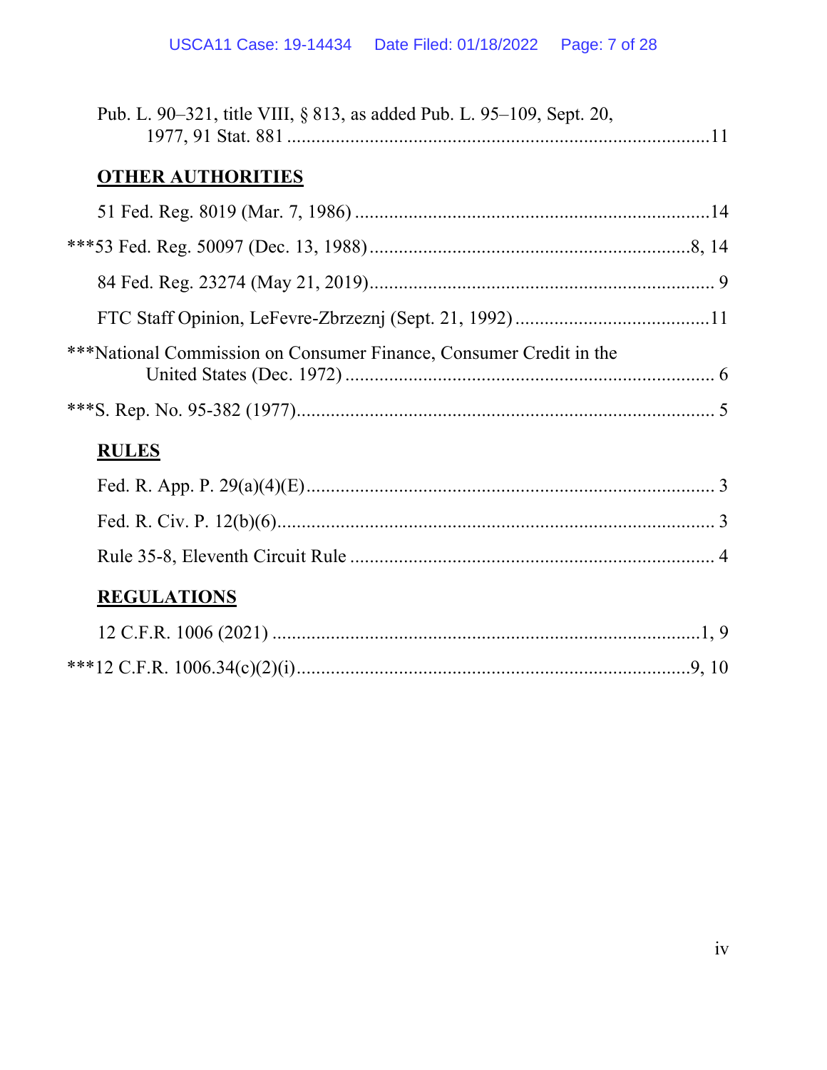Pub. L. 90–321, title VIII, § 813, as added Pub. L. 95–109, Sept. 20, 1977, 91 Stat. 881 ....................................................................................11

**OTHER AUTHORITIES**

51 Fed. Reg. 8019 (Mar. 7, 1986) ........................................................................14

***53 Fed. Reg. 50097 (Dec. 13, 1988) ..................................................................8, 14

84 Fed. Reg. 23274 (May 21, 2019)...................................................................... 9

FTC Staff Opinion, LeFevre-Zbrzeznj (Sept. 21, 1992) ........................................11

***National Commission on Consumer Finance, Consumer Credit in the United States (Dec. 1972) ........................................................................... 6

***S. Rep. No. 95-382 (1977)..................................................................................... 5

**RULES**

Fed. R. App. P. 29(a)(4)(E).................................................................................... 3

Fed. R. Civ. P. 12(b)(6)........................................................................................... 3

Rule 35-8, Eleventh Circuit Rule ........................................................................... 4

**REGULATIONS**

12 C.F.R. 1006 (2021) ........................................................................................1, 9

***12 C.F.R. 1006.34(c)(2)(i)..................................................................................9, 10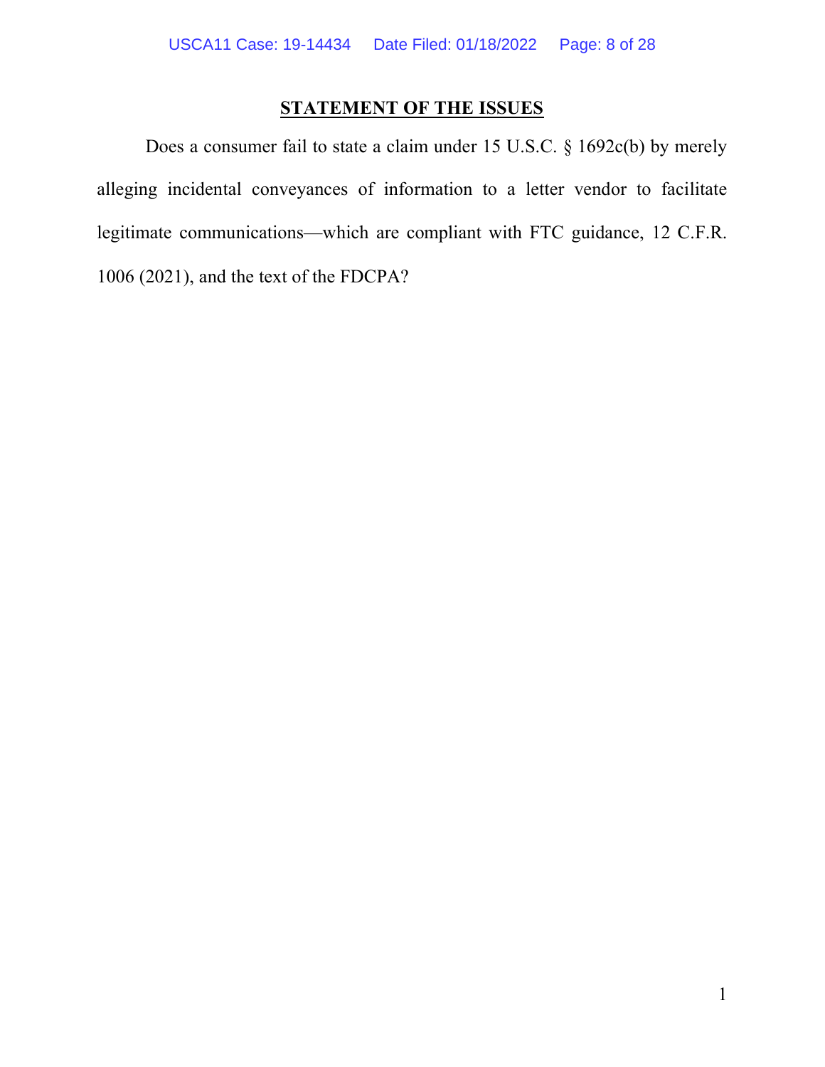## STATEMENT OF THE ISSUES

Does a consumer fail to state a claim under 15 U.S.C. § 1692c(b) by merely alleging incidental conveyances of information to a letter vendor to facilitate legitimate communications—which are compliant with FTC guidance, 12 C.F.R. 1006 (2021), and the text of the FDCPA?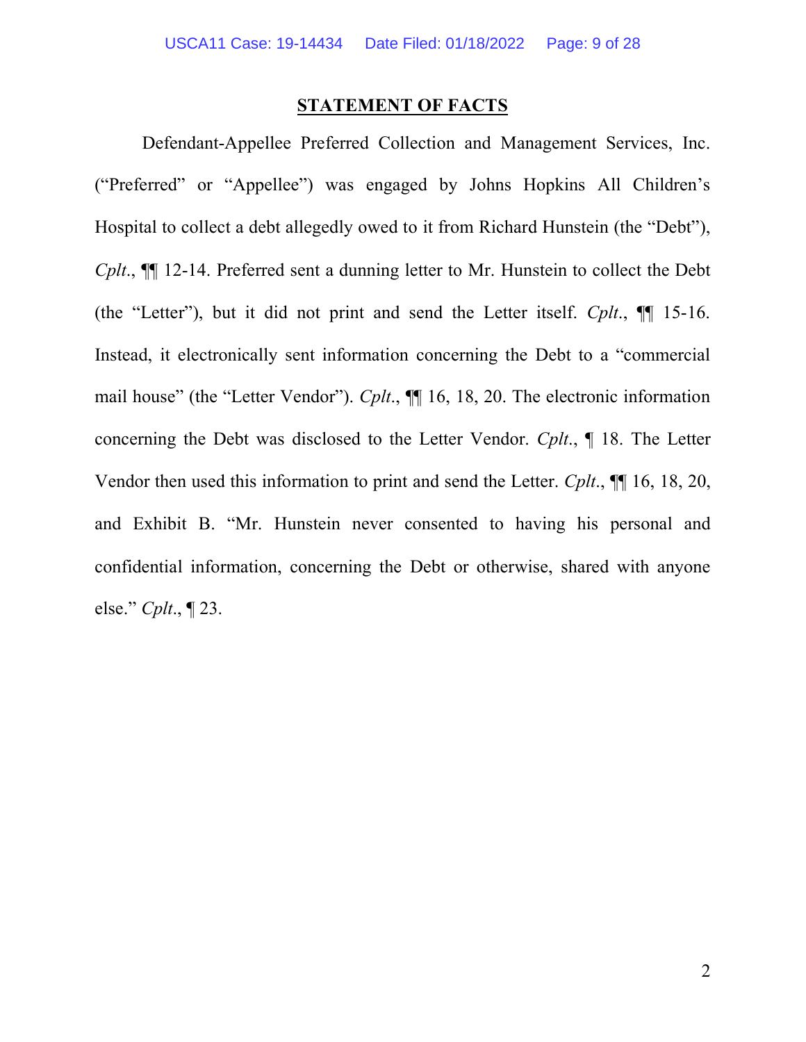## STATEMENT OF FACTS

Defendant-Appellee Preferred Collection and Management Services, Inc. ("Preferred" or "Appellee") was engaged by Johns Hopkins All Children's Hospital to collect a debt allegedly owed to it from Richard Hunstein (the "Debt"), *Cplt.*, ¶¶ 12-14. Preferred sent a dunning letter to Mr. Hunstein to collect the Debt (the "Letter"), but it did not print and send the Letter itself. *Cplt.*, ¶¶ 15-16. Instead, it electronically sent information concerning the Debt to a "commercial mail house" (the "Letter Vendor"). *Cplt.*, ¶¶ 16, 18, 20. The electronic information concerning the Debt was disclosed to the Letter Vendor. *Cplt.*, ¶ 18. The Letter Vendor then used this information to print and send the Letter. *Cplt.*, ¶¶ 16, 18, 20, and Exhibit B. "Mr. Hunstein never consented to having his personal and confidential information, concerning the Debt or otherwise, shared with anyone else." *Cplt.*, ¶ 23.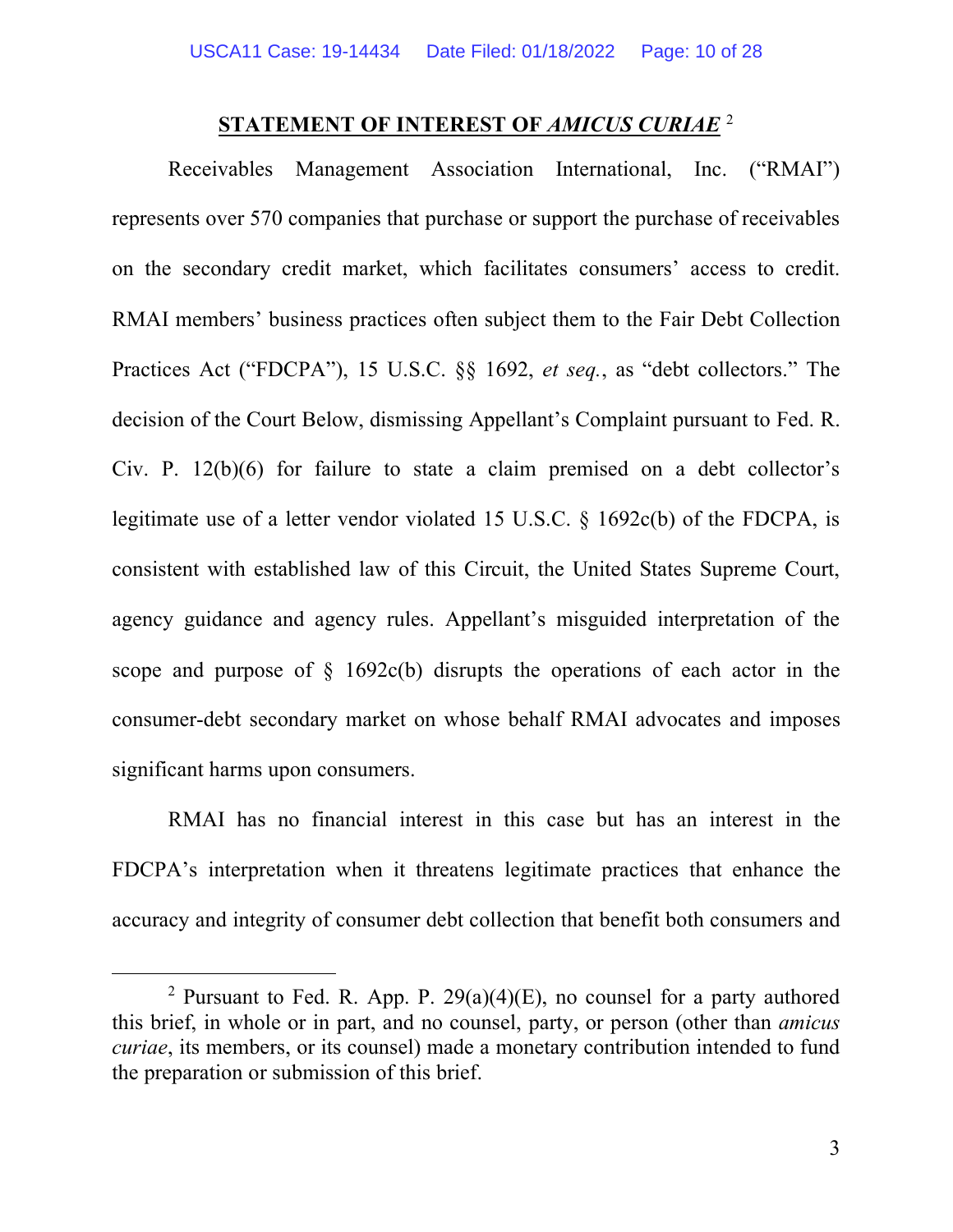## STATEMENT OF INTEREST OF *AMICUS CURIAE* [2]

Receivables Management Association International, Inc. ("RMAI") represents over 570 companies that purchase or support the purchase of receivables on the secondary credit market, which facilitates consumers' access to credit. RMAI members' business practices often subject them to the Fair Debt Collection Practices Act ("FDCPA"), 15 U.S.C. §§ 1692, *et seq.*, as "debt collectors." The decision of the Court Below, dismissing Appellant's Complaint pursuant to Fed. R. Civ. P. 12(b)(6) for failure to state a claim premised on a debt collector's legitimate use of a letter vendor violated 15 U.S.C. § 1692c(b) of the FDCPA, is consistent with established law of this Circuit, the United States Supreme Court, agency guidance and agency rules. Appellant's misguided interpretation of the scope and purpose of § 1692c(b) disrupts the operations of each actor in the consumer-debt secondary market on whose behalf RMAI advocates and imposes significant harms upon consumers.

RMAI has no financial interest in this case but has an interest in the FDCPA's interpretation when it threatens legitimate practices that enhance the accuracy and integrity of consumer debt collection that benefit both consumers and

---

[2] Pursuant to Fed. R. App. P. 29(a)(4)(E), no counsel for a party authored this brief, in whole or in part, and no counsel, party, or person (other than *amicus curiae*, its members, or its counsel) made a monetary contribution intended to fund the preparation or submission of this brief.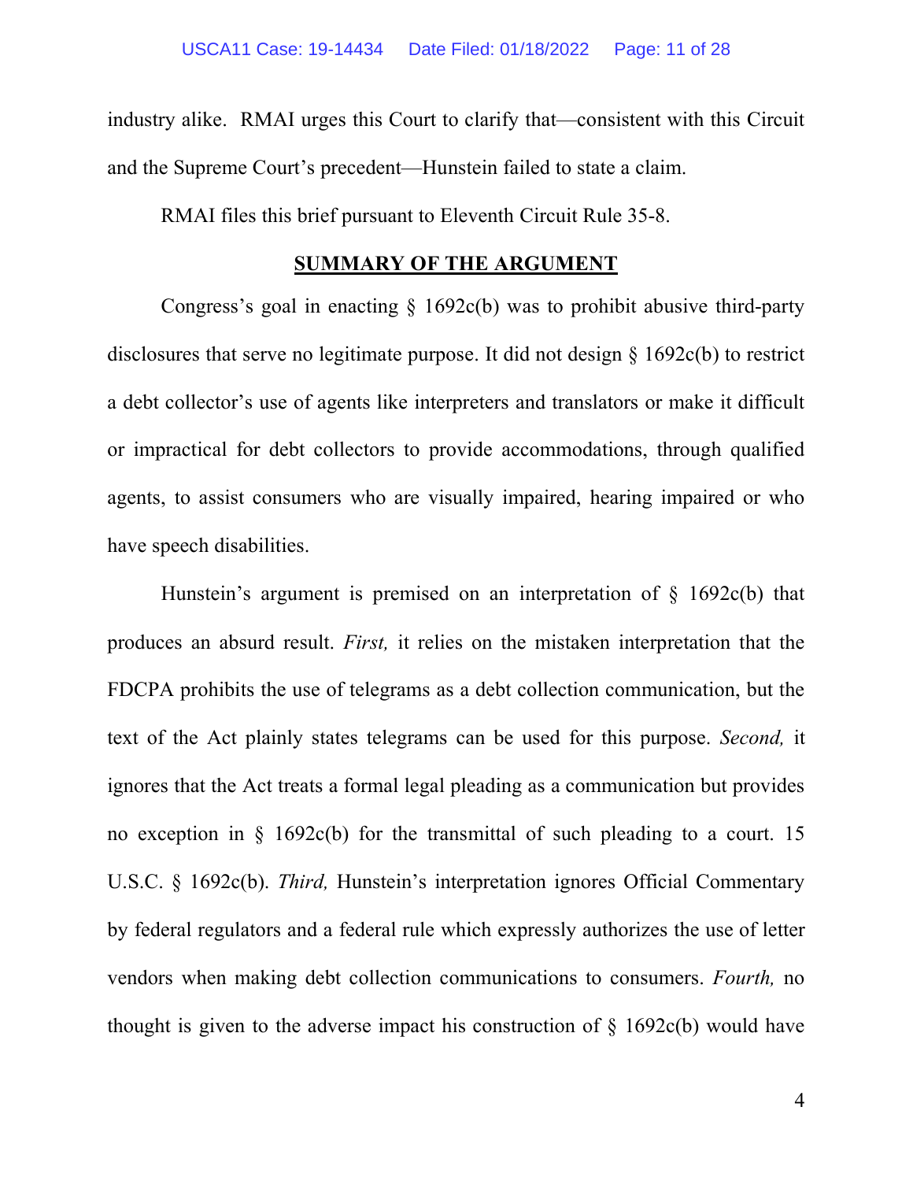industry alike. RMAI urges this Court to clarify that—consistent with this Circuit and the Supreme Court's precedent—Hunstein failed to state a claim.

RMAI files this brief pursuant to Eleventh Circuit Rule 35-8.

## SUMMARY OF THE ARGUMENT

Congress's goal in enacting § 1692c(b) was to prohibit abusive third-party disclosures that serve no legitimate purpose. It did not design § 1692c(b) to restrict a debt collector's use of agents like interpreters and translators or make it difficult or impractical for debt collectors to provide accommodations, through qualified agents, to assist consumers who are visually impaired, hearing impaired or who have speech disabilities.

Hunstein's argument is premised on an interpretation of § 1692c(b) that produces an absurd result. *First,* it relies on the mistaken interpretation that the FDCPA prohibits the use of telegrams as a debt collection communication, but the text of the Act plainly states telegrams can be used for this purpose. *Second,* it ignores that the Act treats a formal legal pleading as a communication but provides no exception in § 1692c(b) for the transmittal of such pleading to a court. 15 U.S.C. § 1692c(b). *Third,* Hunstein's interpretation ignores Official Commentary by federal regulators and a federal rule which expressly authorizes the use of letter vendors when making debt collection communications to consumers. *Fourth,* no thought is given to the adverse impact his construction of § 1692c(b) would have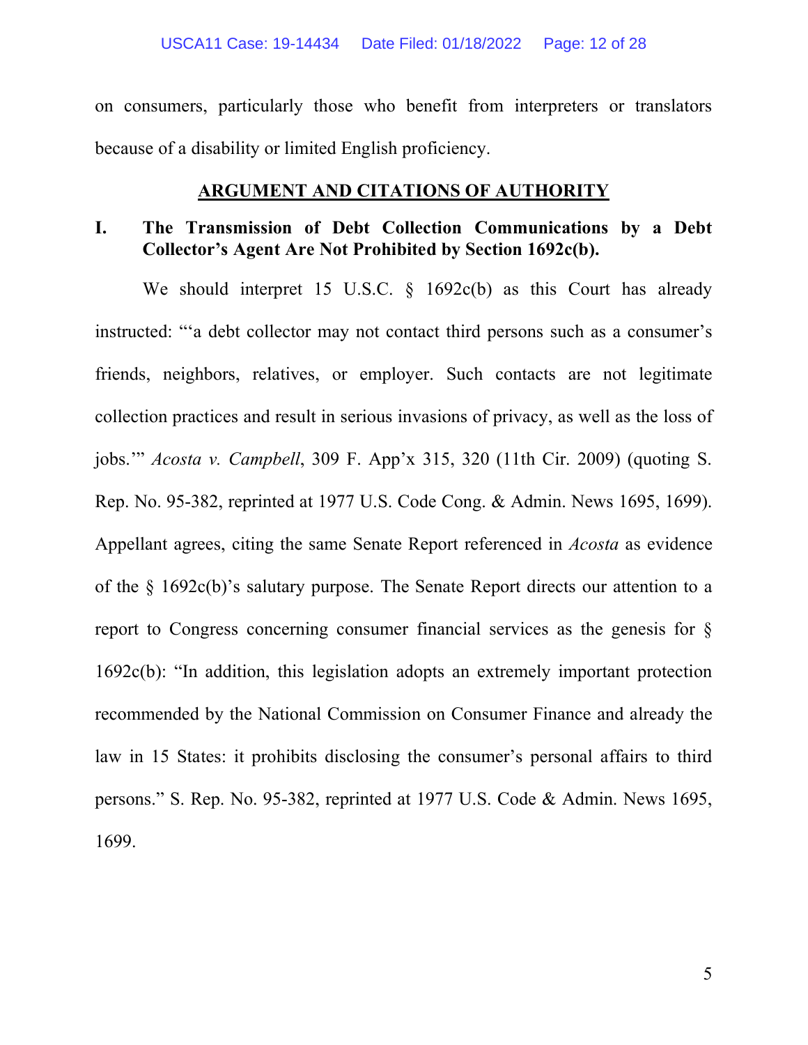on consumers, particularly those who benefit from interpreters or translators because of a disability or limited English proficiency.

## ARGUMENT AND CITATIONS OF AUTHORITY

### I. The Transmission of Debt Collection Communications by a Debt Collector's Agent Are Not Prohibited by Section 1692c(b).

We should interpret 15 U.S.C. § 1692c(b) as this Court has already instructed: "'a debt collector may not contact third persons such as a consumer's friends, neighbors, relatives, or employer. Such contacts are not legitimate collection practices and result in serious invasions of privacy, as well as the loss of jobs.'" *Acosta v. Campbell*, 309 F. App'x 315, 320 (11th Cir. 2009) (quoting S. Rep. No. 95-382, reprinted at 1977 U.S. Code Cong. & Admin. News 1695, 1699). Appellant agrees, citing the same Senate Report referenced in *Acosta* as evidence of the § 1692c(b)'s salutary purpose. The Senate Report directs our attention to a report to Congress concerning consumer financial services as the genesis for § 1692c(b): "In addition, this legislation adopts an extremely important protection recommended by the National Commission on Consumer Finance and already the law in 15 States: it prohibits disclosing the consumer's personal affairs to third persons." S. Rep. No. 95-382, reprinted at 1977 U.S. Code & Admin. News 1695, 1699.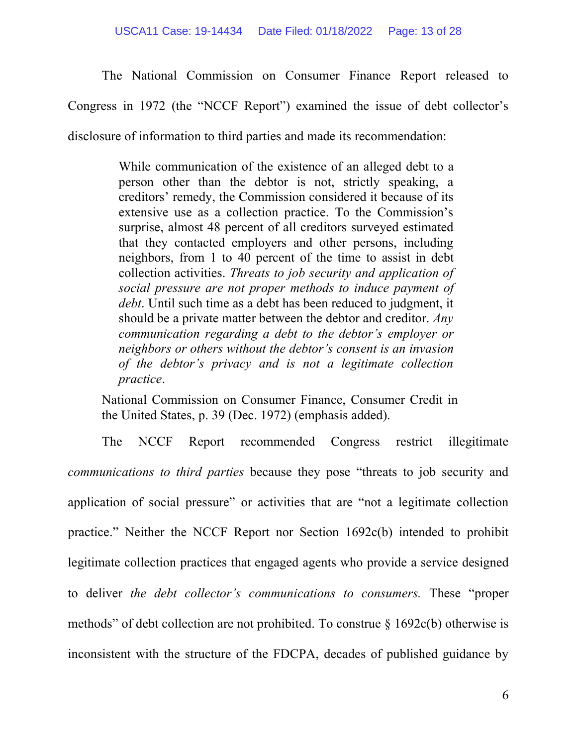The National Commission on Consumer Finance Report released to Congress in 1972 (the "NCCF Report") examined the issue of debt collector's disclosure of information to third parties and made its recommendation:

> While communication of the existence of an alleged debt to a person other than the debtor is not, strictly speaking, a creditors' remedy, the Commission considered it because of its extensive use as a collection practice. To the Commission's surprise, almost 48 percent of all creditors surveyed estimated that they contacted employers and other persons, including neighbors, from 1 to 40 percent of the time to assist in debt collection activities. *Threats to job security and application of social pressure are not proper methods to induce payment of debt*. Until such time as a debt has been reduced to judgment, it should be a private matter between the debtor and creditor. *Any communication regarding a debt to the debtor's employer or neighbors or others without the debtor's consent is an invasion of the debtor's privacy and is not a legitimate collection practice*.

National Commission on Consumer Finance, Consumer Credit in the United States, p. 39 (Dec. 1972) (emphasis added).

The NCCF Report recommended Congress restrict illegitimate *communications to third parties* because they pose "threats to job security and application of social pressure" or activities that are "not a legitimate collection practice." Neither the NCCF Report nor Section 1692c(b) intended to prohibit legitimate collection practices that engaged agents who provide a service designed to deliver *the debt collector's communications to consumers.* These "proper methods" of debt collection are not prohibited. To construe § 1692c(b) otherwise is inconsistent with the structure of the FDCPA, decades of published guidance by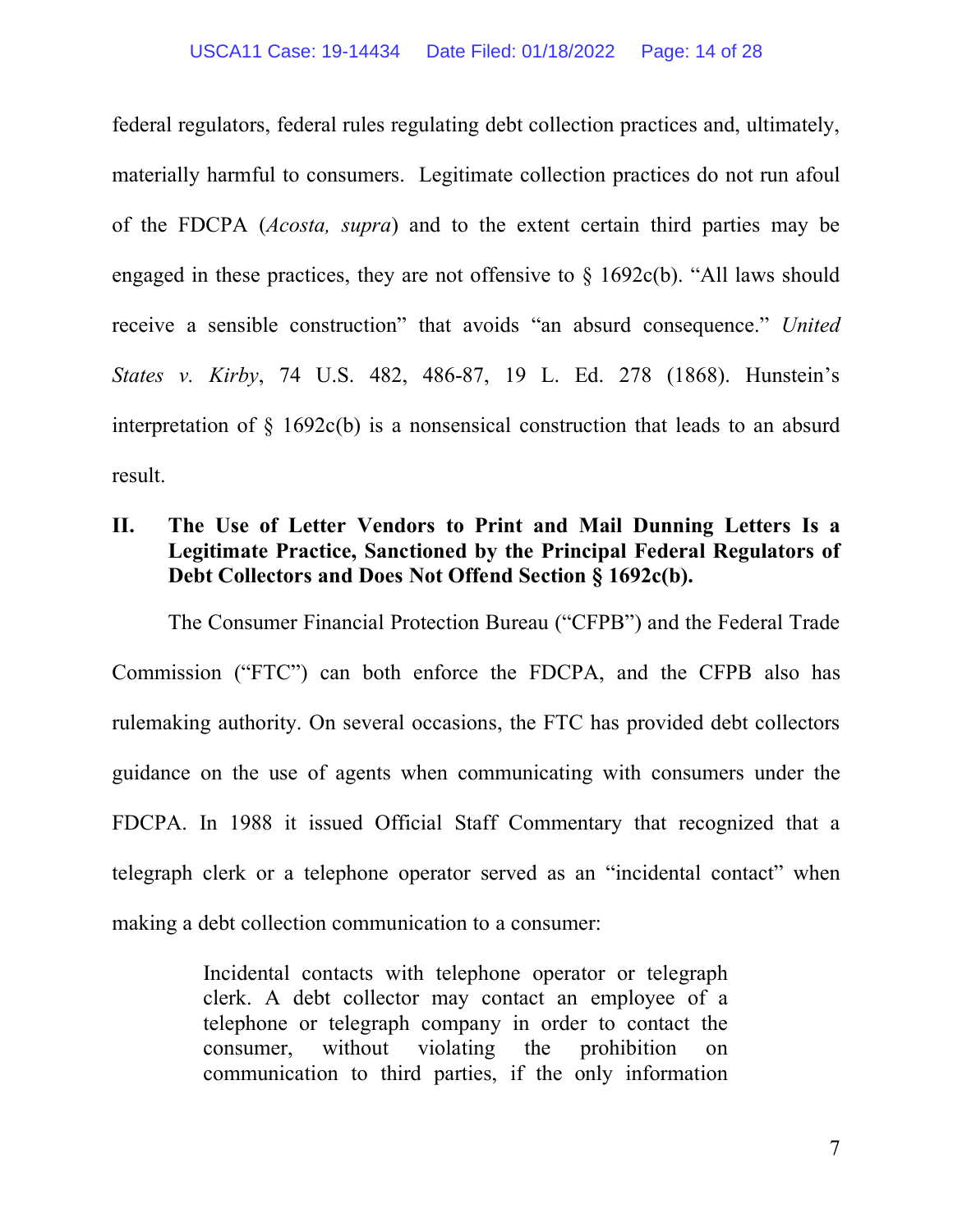federal regulators, federal rules regulating debt collection practices and, ultimately, materially harmful to consumers. Legitimate collection practices do not run afoul of the FDCPA (*Acosta, supra*) and to the extent certain third parties may be engaged in these practices, they are not offensive to § 1692c(b). "All laws should receive a sensible construction" that avoids "an absurd consequence." *United States v. Kirby*, 74 U.S. 482, 486-87, 19 L. Ed. 278 (1868). Hunstein's interpretation of § 1692c(b) is a nonsensical construction that leads to an absurd result.

## II. The Use of Letter Vendors to Print and Mail Dunning Letters Is a Legitimate Practice, Sanctioned by the Principal Federal Regulators of Debt Collectors and Does Not Offend Section § 1692c(b).

The Consumer Financial Protection Bureau ("CFPB") and the Federal Trade Commission ("FTC") can both enforce the FDCPA, and the CFPB also has rulemaking authority. On several occasions, the FTC has provided debt collectors guidance on the use of agents when communicating with consumers under the FDCPA. In 1988 it issued Official Staff Commentary that recognized that a telegraph clerk or a telephone operator served as an "incidental contact" when making a debt collection communication to a consumer:

> Incidental contacts with telephone operator or telegraph clerk. A debt collector may contact an employee of a telephone or telegraph company in order to contact the consumer, without violating the prohibition on communication to third parties, if the only information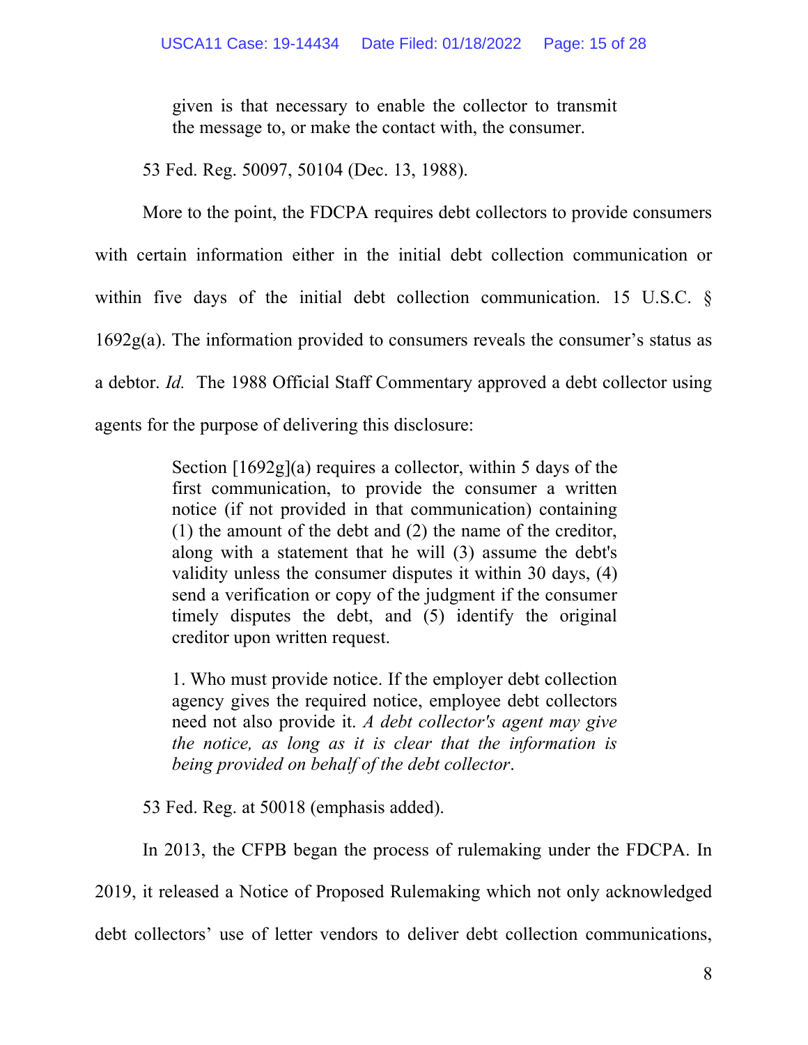> given is that necessary to enable the collector to transmit the message to, or make the contact with, the consumer.

53 Fed. Reg. 50097, 50104 (Dec. 13, 1988).

More to the point, the FDCPA requires debt collectors to provide consumers with certain information either in the initial debt collection communication or within five days of the initial debt collection communication. 15 U.S.C. § 1692g(a). The information provided to consumers reveals the consumer's status as a debtor. *Id.* The 1988 Official Staff Commentary approved a debt collector using agents for the purpose of delivering this disclosure:

> Section [1692g](a) requires a collector, within 5 days of the first communication, to provide the consumer a written notice (if not provided in that communication) containing (1) the amount of the debt and (2) the name of the creditor, along with a statement that he will (3) assume the debt's validity unless the consumer disputes it within 30 days, (4) send a verification or copy of the judgment if the consumer timely disputes the debt, and (5) identify the original creditor upon written request.
>
> 1. Who must provide notice. If the employer debt collection agency gives the required notice, employee debt collectors need not also provide it. *A debt collector's agent may give the notice, as long as it is clear that the information is being provided on behalf of the debt collector*.

53 Fed. Reg. at 50018 (emphasis added).

In 2013, the CFPB began the process of rulemaking under the FDCPA. In 2019, it released a Notice of Proposed Rulemaking which not only acknowledged debt collectors' use of letter vendors to deliver debt collection communications,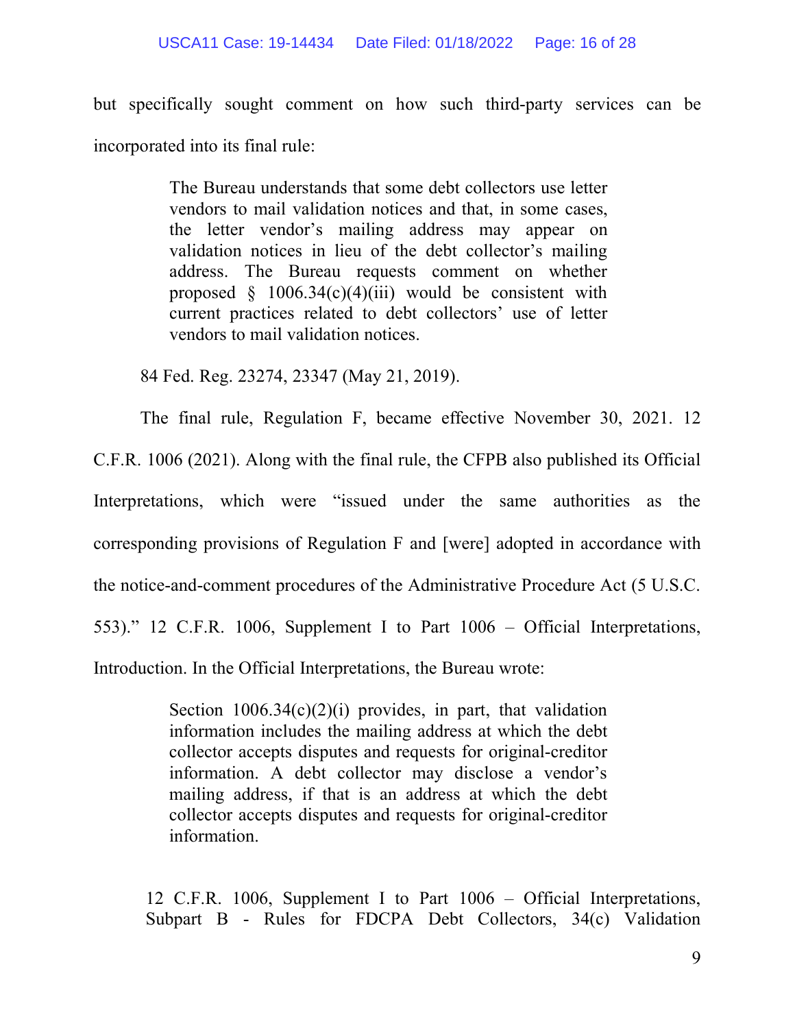but specifically sought comment on how such third-party services can be incorporated into its final rule:

> The Bureau understands that some debt collectors use letter vendors to mail validation notices and that, in some cases, the letter vendor's mailing address may appear on validation notices in lieu of the debt collector's mailing address. The Bureau requests comment on whether proposed § 1006.34(c)(4)(iii) would be consistent with current practices related to debt collectors' use of letter vendors to mail validation notices.

84 Fed. Reg. 23274, 23347 (May 21, 2019).

The final rule, Regulation F, became effective November 30, 2021. 12 C.F.R. 1006 (2021). Along with the final rule, the CFPB also published its Official Interpretations, which were "issued under the same authorities as the corresponding provisions of Regulation F and [were] adopted in accordance with the notice-and-comment procedures of the Administrative Procedure Act (5 U.S.C. 553)." 12 C.F.R. 1006, Supplement I to Part 1006 – Official Interpretations, Introduction. In the Official Interpretations, the Bureau wrote:

> Section 1006.34(c)(2)(i) provides, in part, that validation information includes the mailing address at which the debt collector accepts disputes and requests for original-creditor information. A debt collector may disclose a vendor's mailing address, if that is an address at which the debt collector accepts disputes and requests for original-creditor information.

12 C.F.R. 1006, Supplement I to Part 1006 – Official Interpretations, Subpart B - Rules for FDCPA Debt Collectors, 34(c) Validation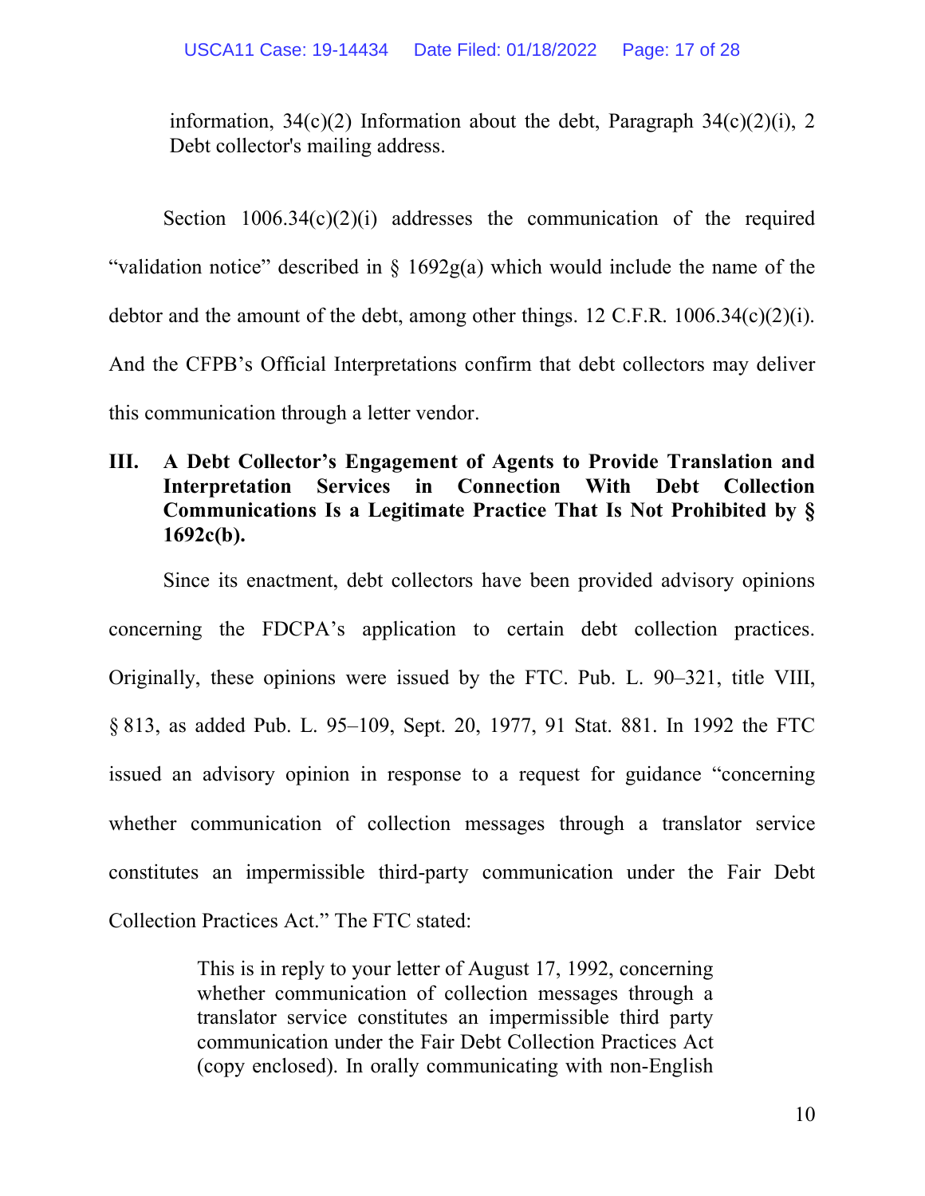information, 34(c)(2) Information about the debt, Paragraph 34(c)(2)(i), 2 Debt collector's mailing address.

Section 1006.34(c)(2)(i) addresses the communication of the required "validation notice" described in § 1692g(a) which would include the name of the debtor and the amount of the debt, among other things. 12 C.F.R. 1006.34(c)(2)(i). And the CFPB's Official Interpretations confirm that debt collectors may deliver this communication through a letter vendor.

## III. A Debt Collector's Engagement of Agents to Provide Translation and Interpretation Services in Connection With Debt Collection Communications Is a Legitimate Practice That Is Not Prohibited by § 1692c(b).

Since its enactment, debt collectors have been provided advisory opinions concerning the FDCPA's application to certain debt collection practices. Originally, these opinions were issued by the FTC. Pub. L. 90–321, title VIII, § 813, as added Pub. L. 95–109, Sept. 20, 1977, 91 Stat. 881. In 1992 the FTC issued an advisory opinion in response to a request for guidance "concerning whether communication of collection messages through a translator service constitutes an impermissible third-party communication under the Fair Debt Collection Practices Act." The FTC stated:

> This is in reply to your letter of August 17, 1992, concerning whether communication of collection messages through a translator service constitutes an impermissible third party communication under the Fair Debt Collection Practices Act (copy enclosed). In orally communicating with non-English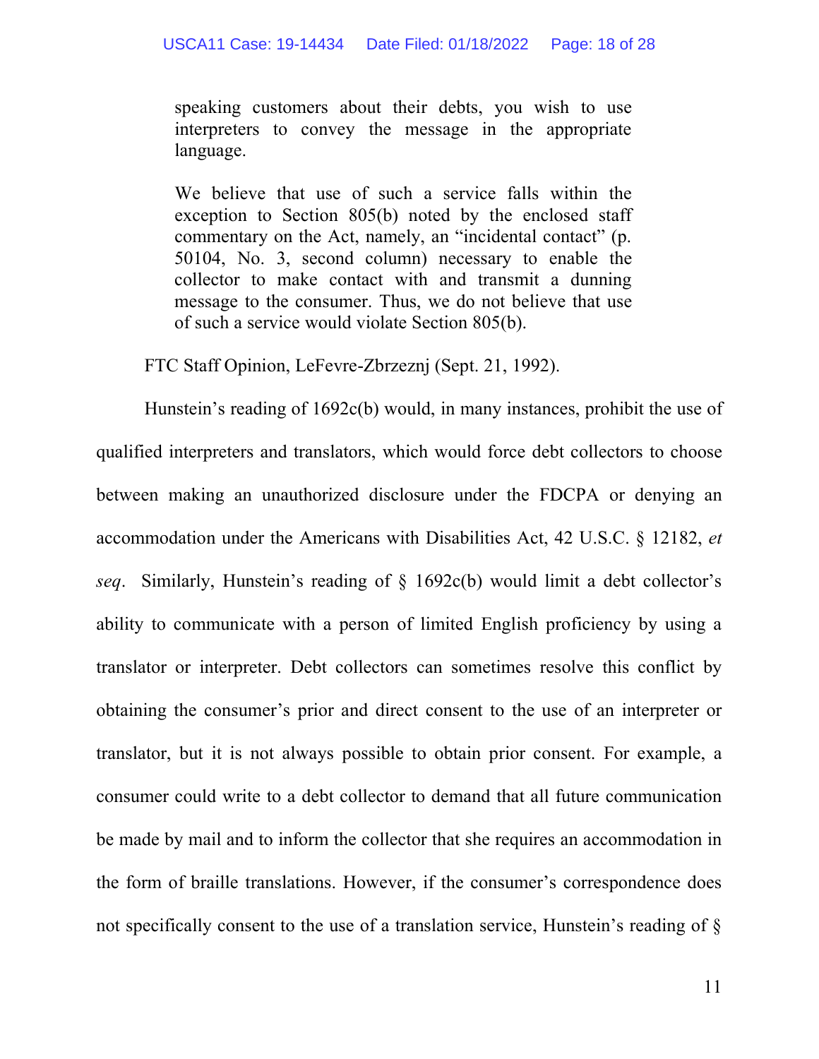> speaking customers about their debts, you wish to use interpreters to convey the message in the appropriate language.
>
> We believe that use of such a service falls within the exception to Section 805(b) noted by the enclosed staff commentary on the Act, namely, an "incidental contact" (p. 50104, No. 3, second column) necessary to enable the collector to make contact with and transmit a dunning message to the consumer. Thus, we do not believe that use of such a service would violate Section 805(b).

FTC Staff Opinion, LeFevre-Zbrzeznj (Sept. 21, 1992).

Hunstein's reading of 1692c(b) would, in many instances, prohibit the use of qualified interpreters and translators, which would force debt collectors to choose between making an unauthorized disclosure under the FDCPA or denying an accommodation under the Americans with Disabilities Act, 42 U.S.C. § 12182, *et seq*. Similarly, Hunstein's reading of § 1692c(b) would limit a debt collector's ability to communicate with a person of limited English proficiency by using a translator or interpreter. Debt collectors can sometimes resolve this conflict by obtaining the consumer's prior and direct consent to the use of an interpreter or translator, but it is not always possible to obtain prior consent. For example, a consumer could write to a debt collector to demand that all future communication be made by mail and to inform the collector that she requires an accommodation in the form of braille translations. However, if the consumer's correspondence does not specifically consent to the use of a translation service, Hunstein's reading of §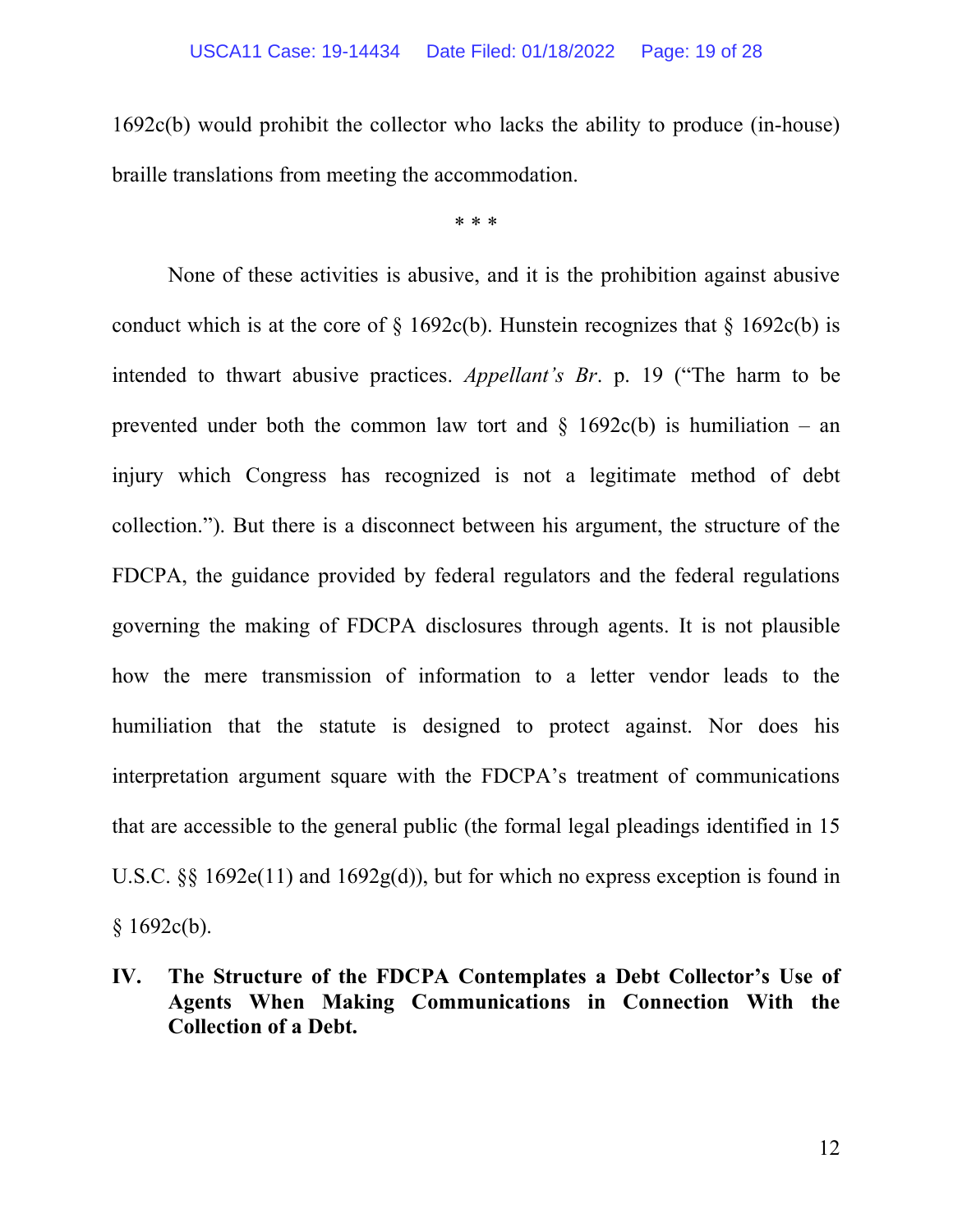1692c(b) would prohibit the collector who lacks the ability to produce (in-house) braille translations from meeting the accommodation.

\* \* \*

None of these activities is abusive, and it is the prohibition against abusive conduct which is at the core of § 1692c(b). Hunstein recognizes that § 1692c(b) is intended to thwart abusive practices. *Appellant's Br*. p. 19 ("The harm to be prevented under both the common law tort and § 1692c(b) is humiliation – an injury which Congress has recognized is not a legitimate method of debt collection."). But there is a disconnect between his argument, the structure of the FDCPA, the guidance provided by federal regulators and the federal regulations governing the making of FDCPA disclosures through agents. It is not plausible how the mere transmission of information to a letter vendor leads to the humiliation that the statute is designed to protect against. Nor does his interpretation argument square with the FDCPA's treatment of communications that are accessible to the general public (the formal legal pleadings identified in 15 U.S.C. §§ 1692e(11) and 1692g(d)), but for which no express exception is found in § 1692c(b).

## IV. The Structure of the FDCPA Contemplates a Debt Collector's Use of Agents When Making Communications in Connection With the Collection of a Debt.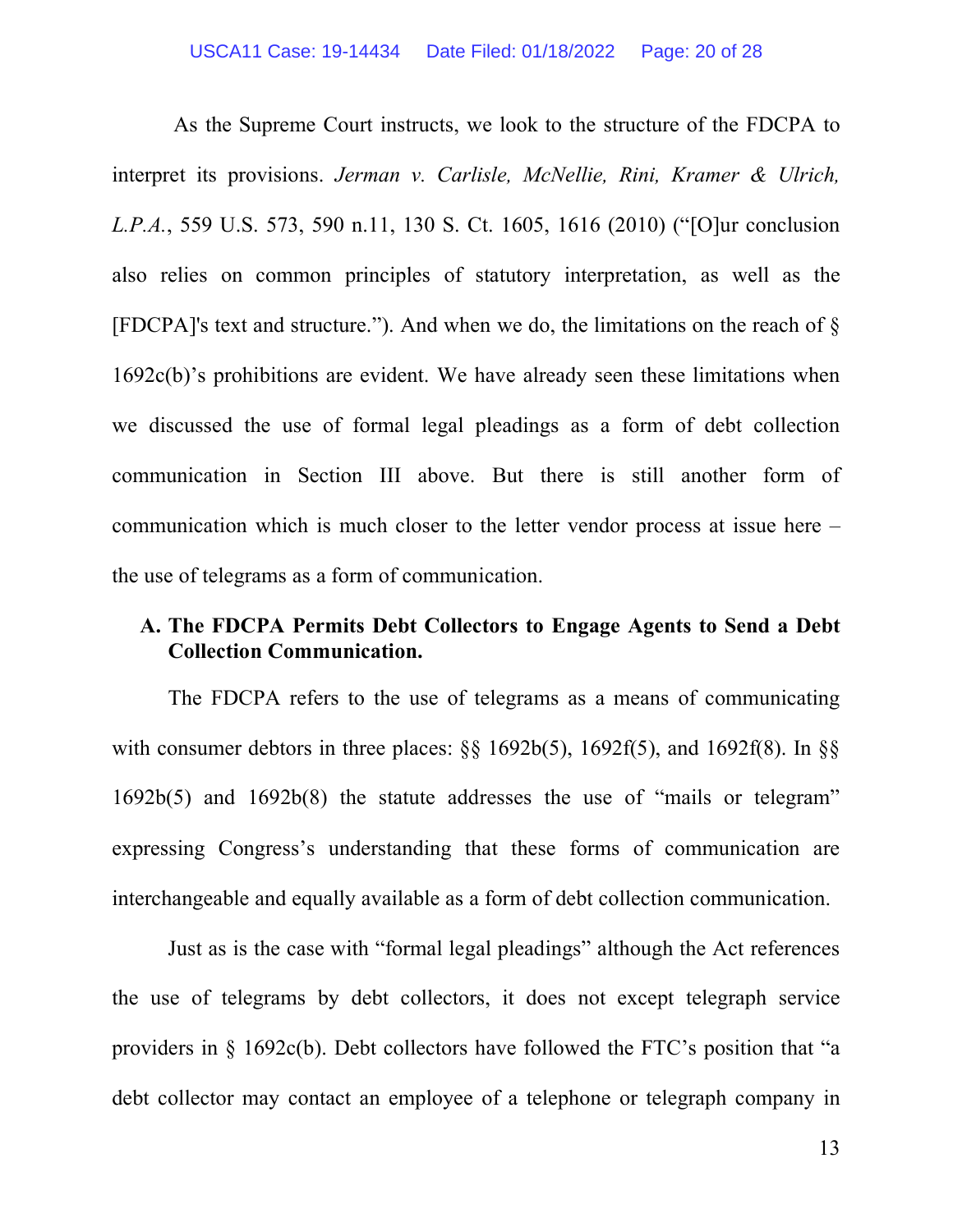As the Supreme Court instructs, we look to the structure of the FDCPA to interpret its provisions. *Jerman v. Carlisle, McNellie, Rini, Kramer & Ulrich, L.P.A.*, 559 U.S. 573, 590 n.11, 130 S. Ct. 1605, 1616 (2010) ("[O]ur conclusion also relies on common principles of statutory interpretation, as well as the [FDCPA]'s text and structure."). And when we do, the limitations on the reach of § 1692c(b)'s prohibitions are evident. We have already seen these limitations when we discussed the use of formal legal pleadings as a form of debt collection communication in Section III above. But there is still another form of communication which is much closer to the letter vendor process at issue here – the use of telegrams as a form of communication.

### A. The FDCPA Permits Debt Collectors to Engage Agents to Send a Debt Collection Communication.

The FDCPA refers to the use of telegrams as a means of communicating with consumer debtors in three places: §§ 1692b(5), 1692f(5), and 1692f(8). In §§ 1692b(5) and 1692b(8) the statute addresses the use of "mails or telegram" expressing Congress's understanding that these forms of communication are interchangeable and equally available as a form of debt collection communication.

Just as is the case with "formal legal pleadings" although the Act references the use of telegrams by debt collectors, it does not except telegraph service providers in § 1692c(b). Debt collectors have followed the FTC's position that "a debt collector may contact an employee of a telephone or telegraph company in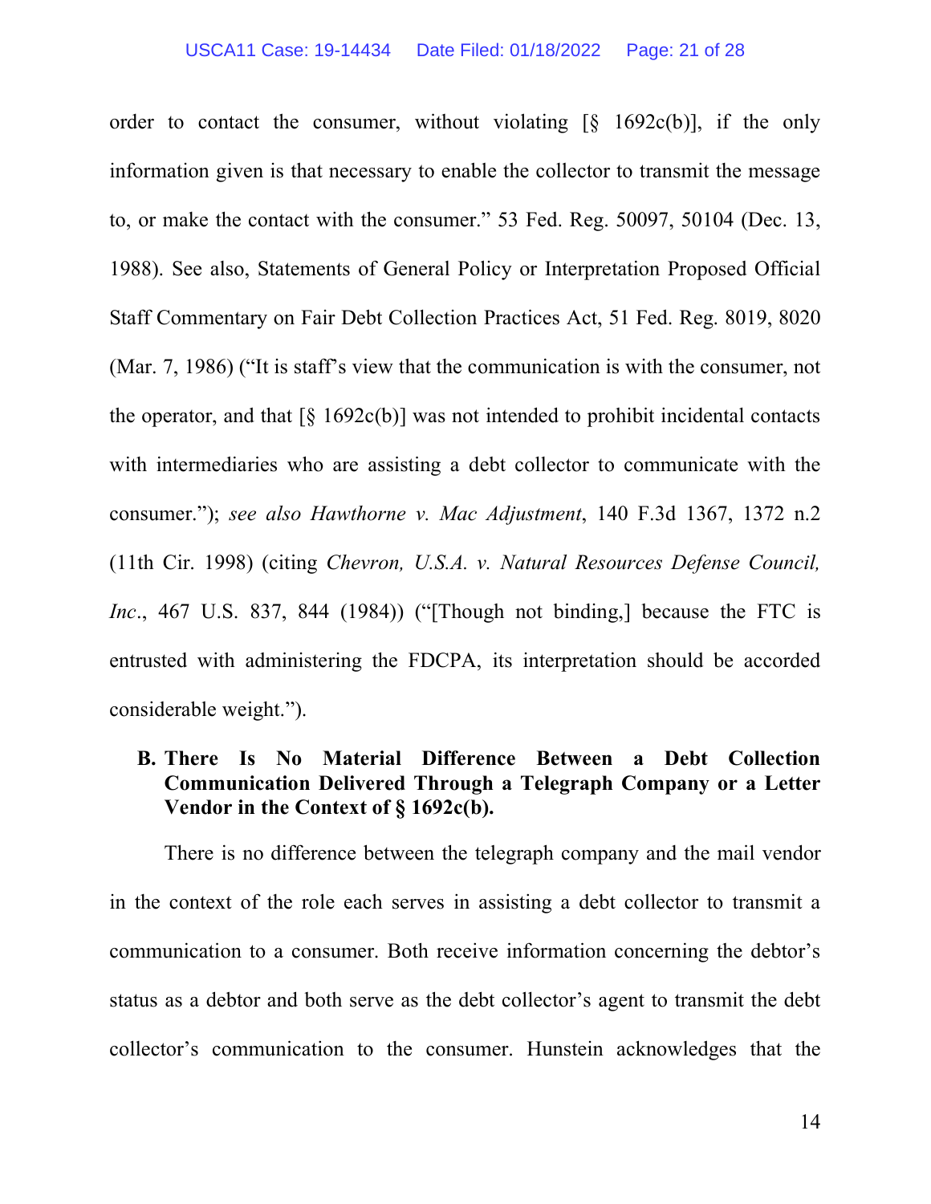order to contact the consumer, without violating [§ 1692c(b)], if the only information given is that necessary to enable the collector to transmit the message to, or make the contact with the consumer." 53 Fed. Reg. 50097, 50104 (Dec. 13, 1988). See also, Statements of General Policy or Interpretation Proposed Official Staff Commentary on Fair Debt Collection Practices Act, 51 Fed. Reg. 8019, 8020 (Mar. 7, 1986) ("It is staff's view that the communication is with the consumer, not the operator, and that [§ 1692c(b)] was not intended to prohibit incidental contacts with intermediaries who are assisting a debt collector to communicate with the consumer."); *see also Hawthorne v. Mac Adjustment*, 140 F.3d 1367, 1372 n.2 (11th Cir. 1998) (citing *Chevron, U.S.A. v. Natural Resources Defense Council, Inc*., 467 U.S. 837, 844 (1984)) ("[Though not binding,] because the FTC is entrusted with administering the FDCPA, its interpretation should be accorded considerable weight.").

### B. There Is No Material Difference Between a Debt Collection Communication Delivered Through a Telegraph Company or a Letter Vendor in the Context of § 1692c(b).

There is no difference between the telegraph company and the mail vendor in the context of the role each serves in assisting a debt collector to transmit a communication to a consumer. Both receive information concerning the debtor's status as a debtor and both serve as the debt collector's agent to transmit the debt collector's communication to the consumer. Hunstein acknowledges that the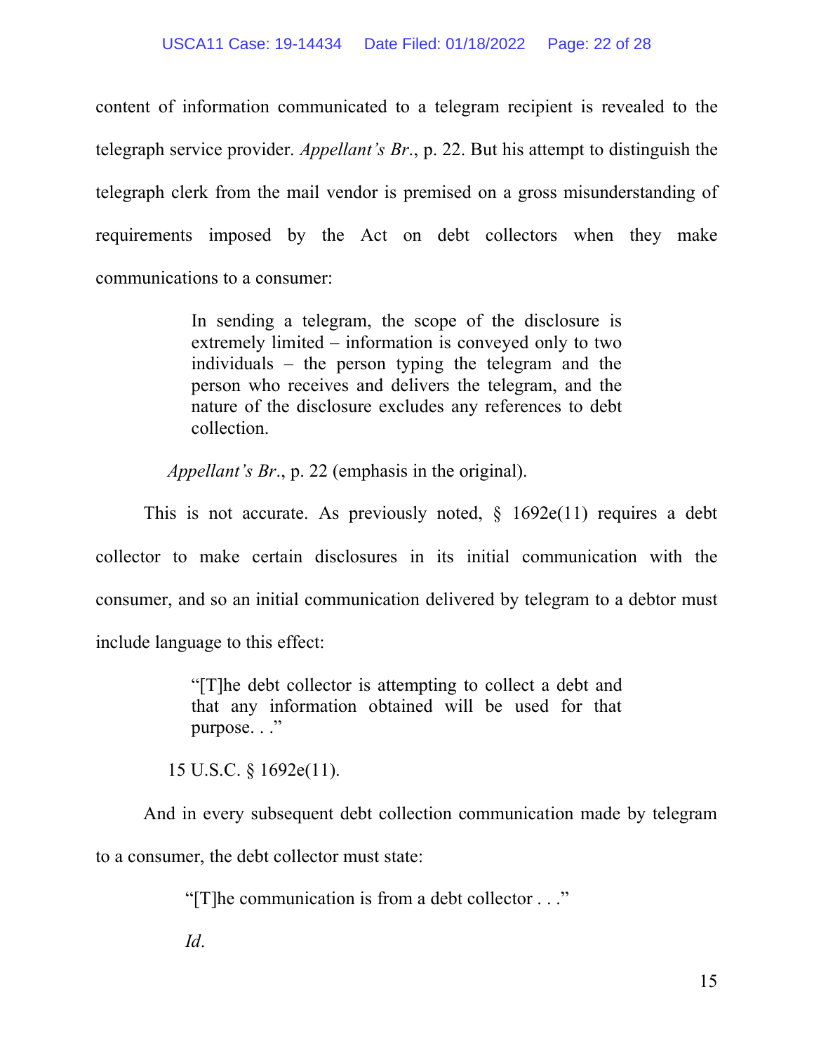content of information communicated to a telegram recipient is revealed to the telegraph service provider. *Appellant's Br*., p. 22. But his attempt to distinguish the telegraph clerk from the mail vendor is premised on a gross misunderstanding of requirements imposed by the Act on debt collectors when they make communications to a consumer:

> In sending a telegram, the scope of the disclosure is extremely limited – information is conveyed only to two individuals – the person typing the telegram and the person who receives and delivers the telegram, and the nature of the disclosure excludes any references to debt collection.

*Appellant's Br*., p. 22 (emphasis in the original).

This is not accurate. As previously noted, § 1692e(11) requires a debt collector to make certain disclosures in its initial communication with the consumer, and so an initial communication delivered by telegram to a debtor must include language to this effect:

> "[T]he debt collector is attempting to collect a debt and that any information obtained will be used for that purpose. . ."

15 U.S.C. § 1692e(11).

And in every subsequent debt collection communication made by telegram to a consumer, the debt collector must state:

> "[T]he communication is from a debt collector . . ."
>
> *Id*.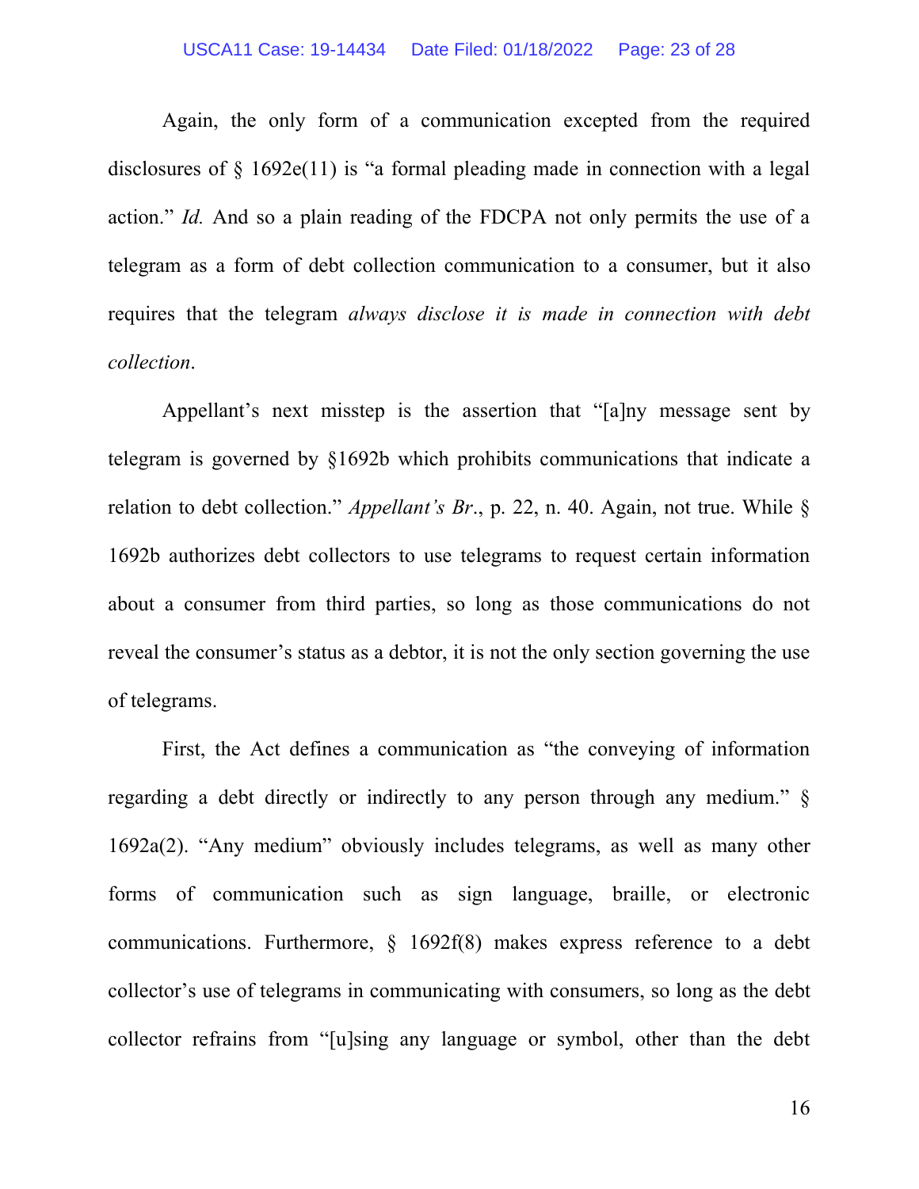Again, the only form of a communication excepted from the required disclosures of § 1692e(11) is "a formal pleading made in connection with a legal action." *Id.* And so a plain reading of the FDCPA not only permits the use of a telegram as a form of debt collection communication to a consumer, but it also requires that the telegram *always disclose it is made in connection with debt collection*.

Appellant's next misstep is the assertion that "[a]ny message sent by telegram is governed by §1692b which prohibits communications that indicate a relation to debt collection." *Appellant's Br.*, p. 22, n. 40. Again, not true. While § 1692b authorizes debt collectors to use telegrams to request certain information about a consumer from third parties, so long as those communications do not reveal the consumer's status as a debtor, it is not the only section governing the use of telegrams.

First, the Act defines a communication as "the conveying of information regarding a debt directly or indirectly to any person through any medium." § 1692a(2). "Any medium" obviously includes telegrams, as well as many other forms of communication such as sign language, braille, or electronic communications. Furthermore, § 1692f(8) makes express reference to a debt collector's use of telegrams in communicating with consumers, so long as the debt collector refrains from "[u]sing any language or symbol, other than the debt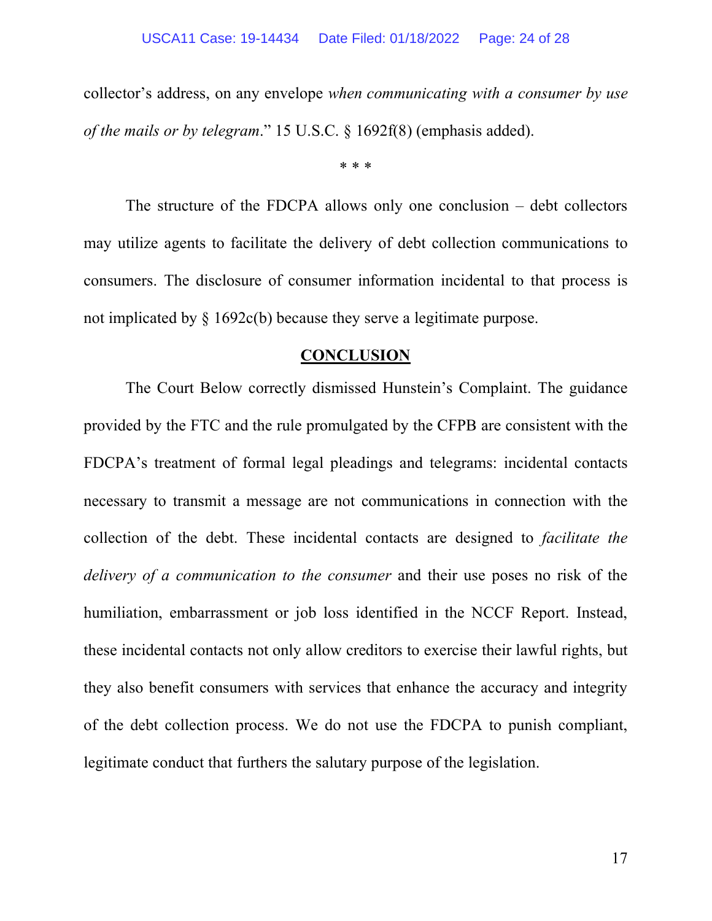collector's address, on any envelope *when communicating with a consumer by use of the mails or by telegram*." 15 U.S.C. § 1692f(8) (emphasis added).

\* \* \*

The structure of the FDCPA allows only one conclusion – debt collectors may utilize agents to facilitate the delivery of debt collection communications to consumers. The disclosure of consumer information incidental to that process is not implicated by § 1692c(b) because they serve a legitimate purpose.

## CONCLUSION

The Court Below correctly dismissed Hunstein's Complaint. The guidance provided by the FTC and the rule promulgated by the CFPB are consistent with the FDCPA's treatment of formal legal pleadings and telegrams: incidental contacts necessary to transmit a message are not communications in connection with the collection of the debt. These incidental contacts are designed to *facilitate the delivery of a communication to the consumer* and their use poses no risk of the humiliation, embarrassment or job loss identified in the NCCF Report. Instead, these incidental contacts not only allow creditors to exercise their lawful rights, but they also benefit consumers with services that enhance the accuracy and integrity of the debt collection process. We do not use the FDCPA to punish compliant, legitimate conduct that furthers the salutary purpose of the legislation.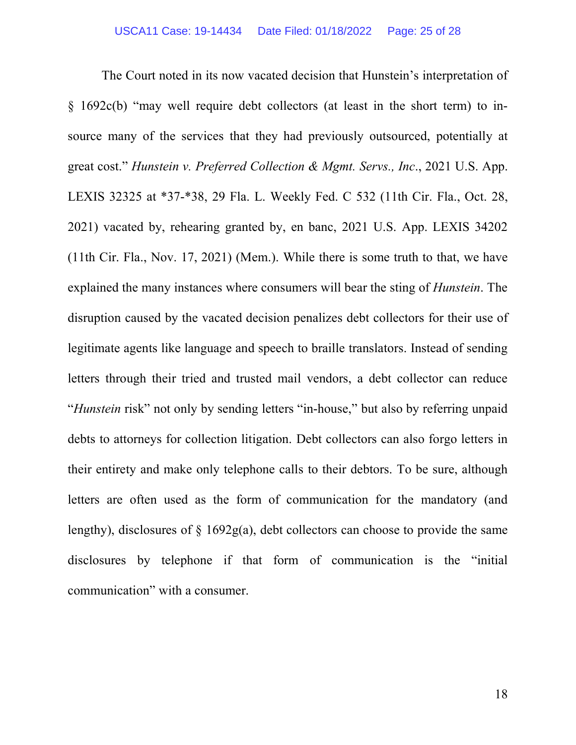The Court noted in its now vacated decision that Hunstein's interpretation of § 1692c(b) "may well require debt collectors (at least in the short term) to in-source many of the services that they had previously outsourced, potentially at great cost." *Hunstein v. Preferred Collection & Mgmt. Servs., Inc*., 2021 U.S. App. LEXIS 32325 at *37-*38, 29 Fla. L. Weekly Fed. C 532 (11th Cir. Fla., Oct. 28, 2021) vacated by, rehearing granted by, en banc, 2021 U.S. App. LEXIS 34202 (11th Cir. Fla., Nov. 17, 2021) (Mem.). While there is some truth to that, we have explained the many instances where consumers will bear the sting of *Hunstein*. The disruption caused by the vacated decision penalizes debt collectors for their use of legitimate agents like language and speech to braille translators. Instead of sending letters through their tried and trusted mail vendors, a debt collector can reduce "*Hunstein* risk" not only by sending letters "in-house," but also by referring unpaid debts to attorneys for collection litigation. Debt collectors can also forgo letters in their entirety and make only telephone calls to their debtors. To be sure, although letters are often used as the form of communication for the mandatory (and lengthy), disclosures of § 1692g(a), debt collectors can choose to provide the same disclosures by telephone if that form of communication is the "initial communication" with a consumer.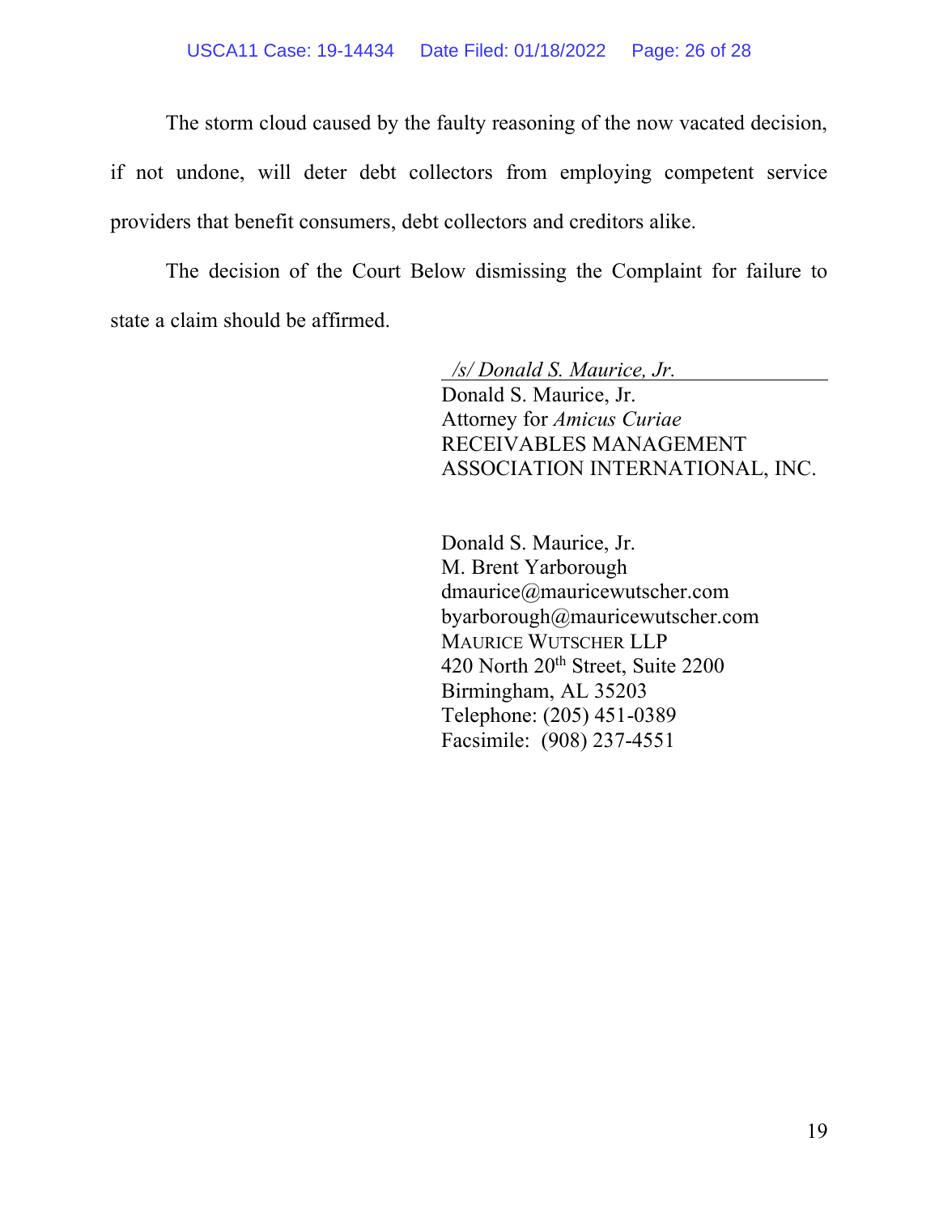The storm cloud caused by the faulty reasoning of the now vacated decision, if not undone, will deter debt collectors from employing competent service providers that benefit consumers, debt collectors and creditors alike.

The decision of the Court Below dismissing the Complaint for failure to state a claim should be affirmed.

*/s/ Donald S. Maurice, Jr.*
Donald S. Maurice, Jr.
Attorney for *Amicus Curiae*
RECEIVABLES MANAGEMENT
ASSOCIATION INTERNATIONAL, INC.

Donald S. Maurice, Jr.
M. Brent Yarborough
dmaurice@mauricewutscher.com
byarborough@mauricewutscher.com
MAURICE WUTSCHER LLP
420 North 20th Street, Suite 2200
Birmingham, AL 35203
Telephone: (205) 451-0389
Facsimile: (908) 237-4551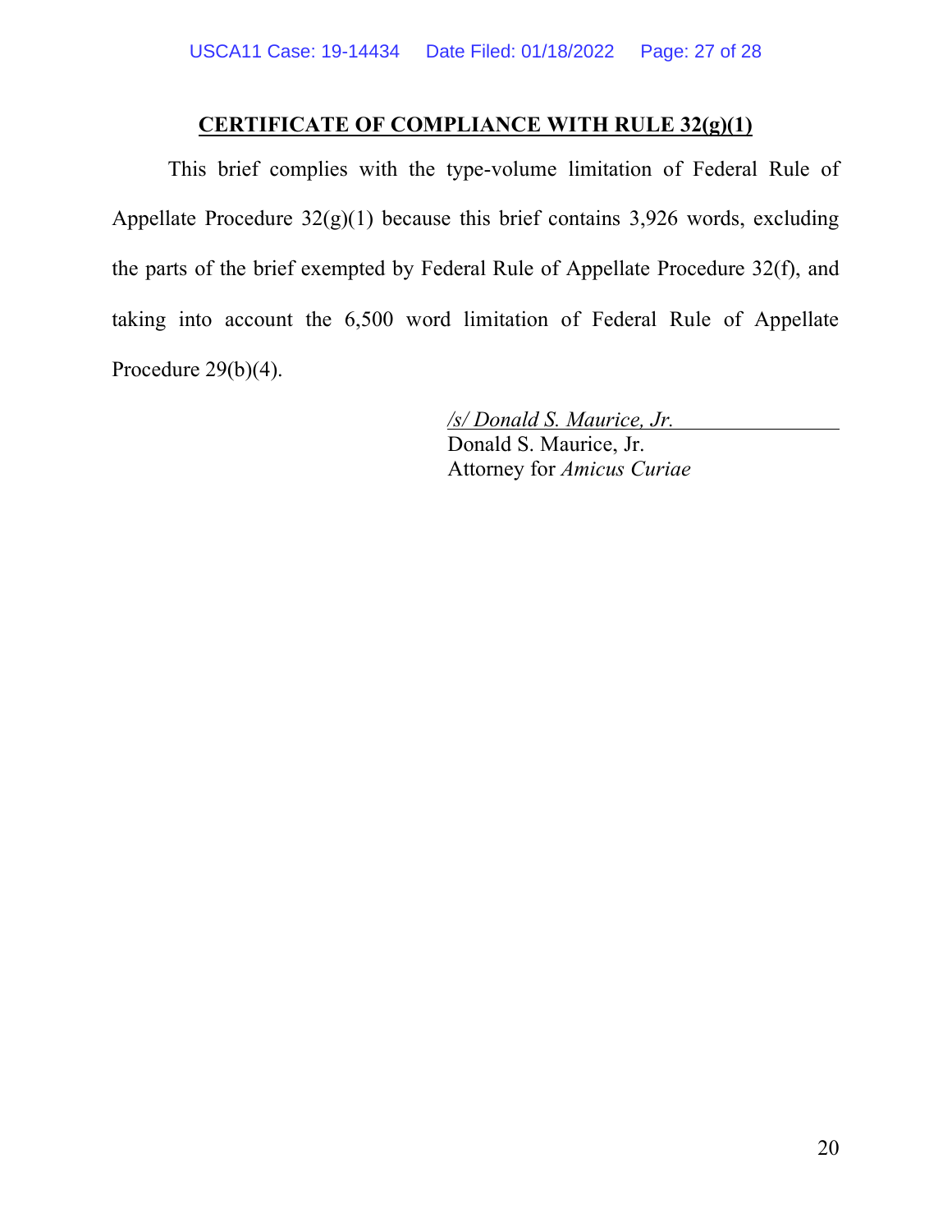## CERTIFICATE OF COMPLIANCE WITH RULE 32(g)(1)

This brief complies with the type-volume limitation of Federal Rule of Appellate Procedure 32(g)(1) because this brief contains 3,926 words, excluding the parts of the brief exempted by Federal Rule of Appellate Procedure 32(f), and taking into account the 6,500 word limitation of Federal Rule of Appellate Procedure 29(b)(4).

*/s/ Donald S. Maurice, Jr.*
Donald S. Maurice, Jr.
Attorney for *Amicus Curiae*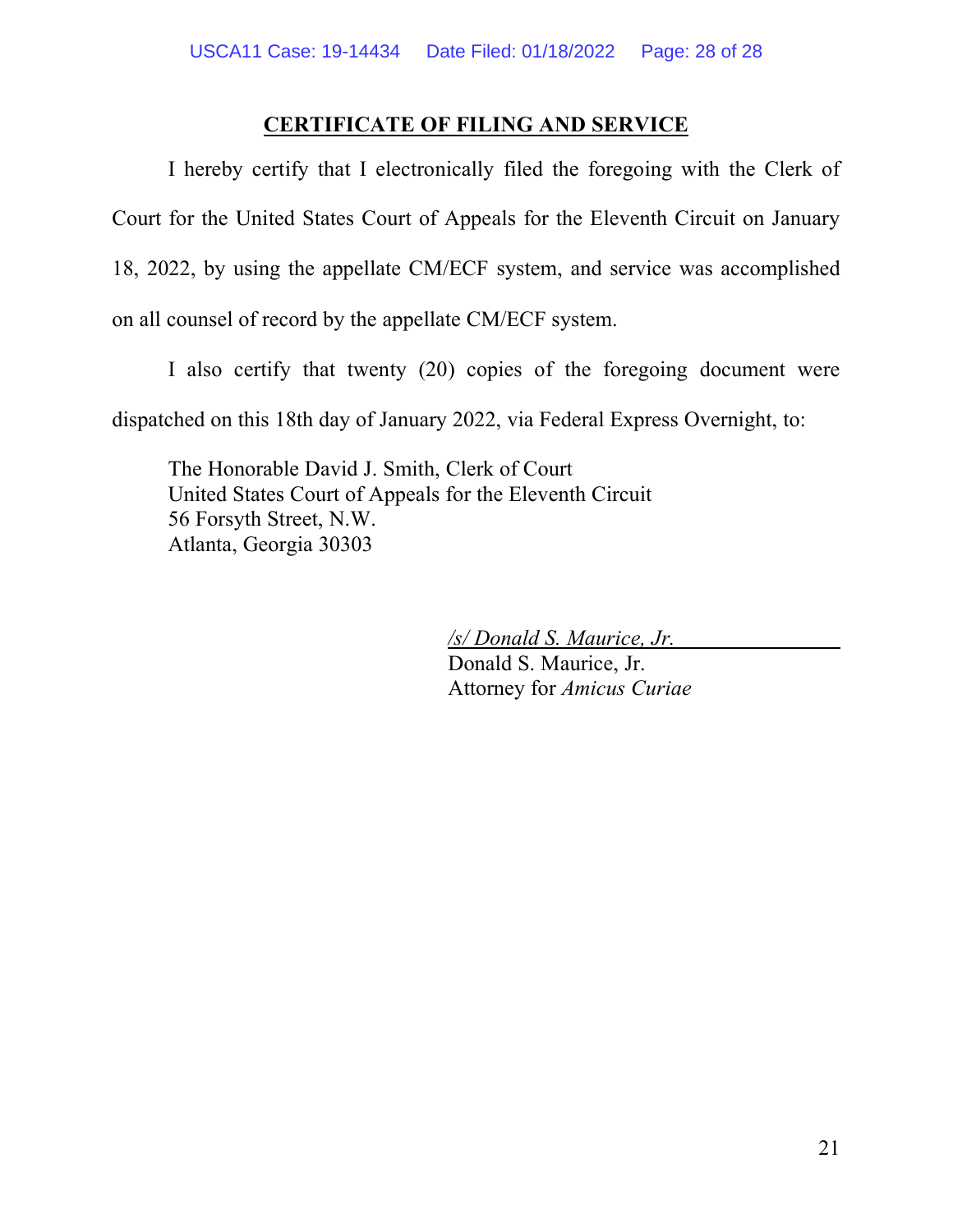## CERTIFICATE OF FILING AND SERVICE

I hereby certify that I electronically filed the foregoing with the Clerk of Court for the United States Court of Appeals for the Eleventh Circuit on January 18, 2022, by using the appellate CM/ECF system, and service was accomplished on all counsel of record by the appellate CM/ECF system.

I also certify that twenty (20) copies of the foregoing document were dispatched on this 18th day of January 2022, via Federal Express Overnight, to:

The Honorable David J. Smith, Clerk of Court
United States Court of Appeals for the Eleventh Circuit
56 Forsyth Street, N.W.
Atlanta, Georgia 30303

*/s/ Donald S. Maurice, Jr.*
Donald S. Maurice, Jr.
Attorney for *Amicus Curiae*